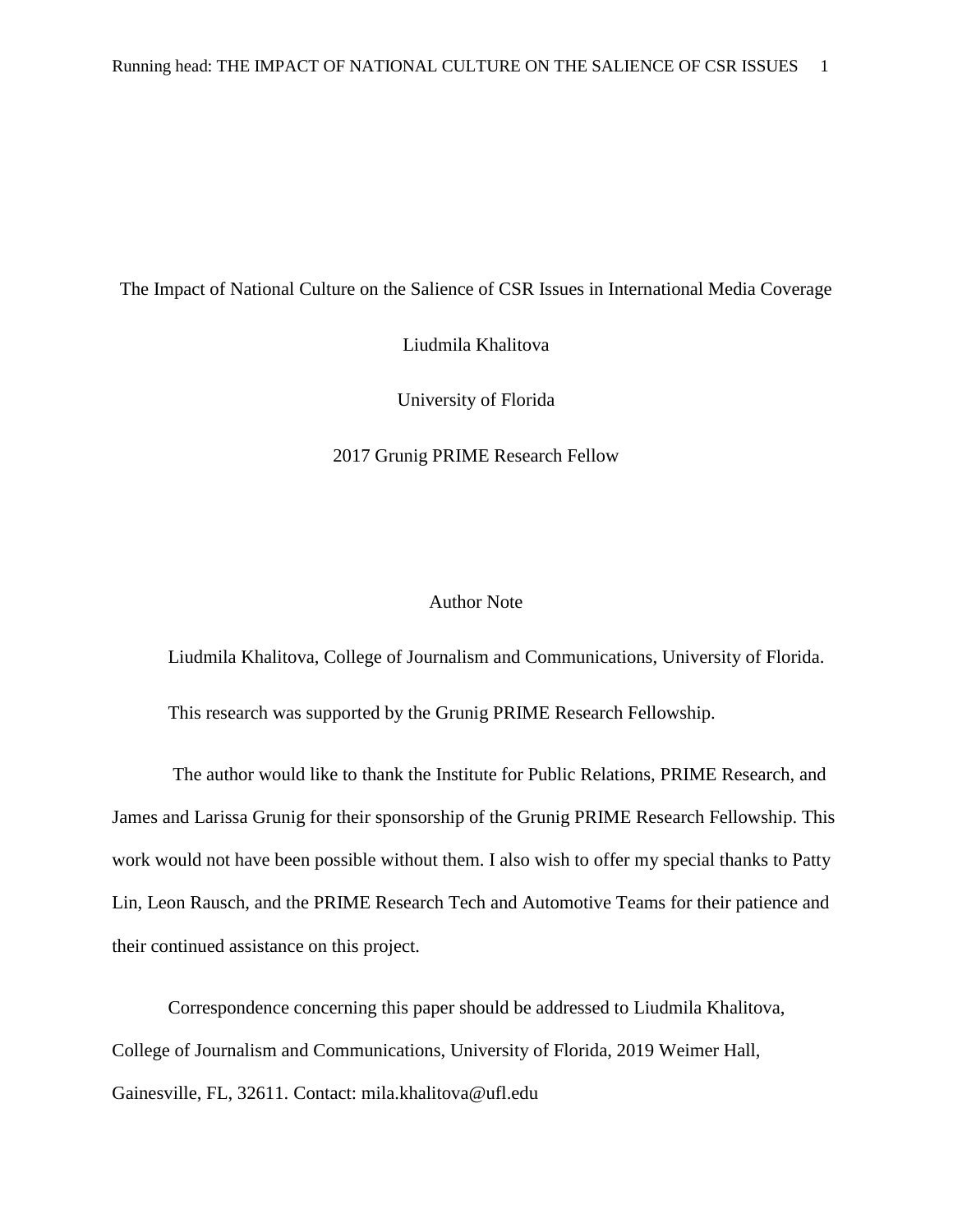# The Impact of National Culture on the Salience of CSR Issues in International Media Coverage

Liudmila Khalitova

University of Florida

2017 Grunig PRIME Research Fellow

## Author Note

Liudmila Khalitova, College of Journalism and Communications, University of Florida.

This research was supported by the Grunig PRIME Research Fellowship.

The author would like to thank the Institute for Public Relations, PRIME Research, and James and Larissa Grunig for their sponsorship of the Grunig PRIME Research Fellowship. This work would not have been possible without them. I also wish to offer my special thanks to Patty Lin, Leon Rausch, and the PRIME Research Tech and Automotive Teams for their patience and their continued assistance on this project.

Correspondence concerning this paper should be addressed to Liudmila Khalitova, College of Journalism and Communications, University of Florida, 2019 Weimer Hall, Gainesville, FL, 32611. Contact: mila.khalitova@ufl.edu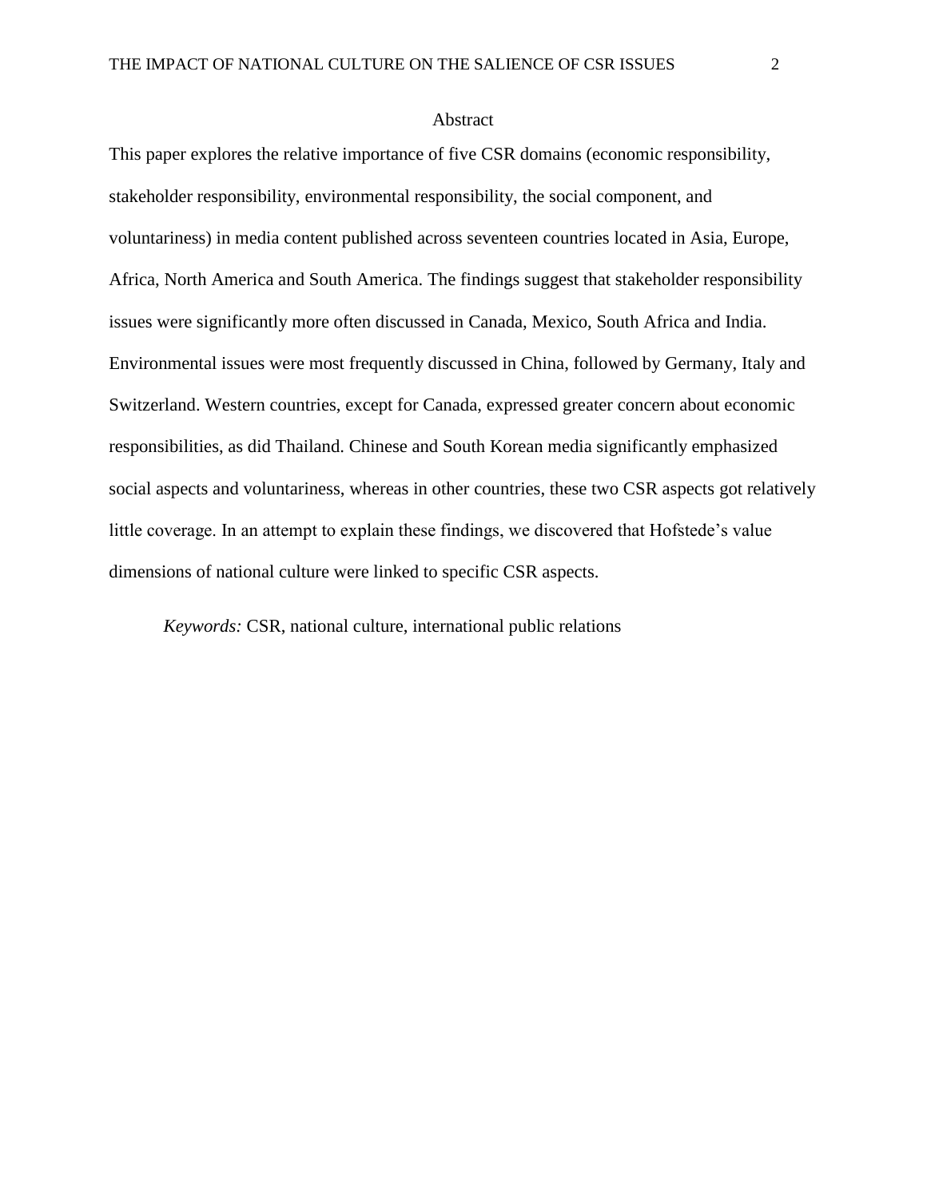## Abstract

This paper explores the relative importance of five CSR domains (economic responsibility, stakeholder responsibility, environmental responsibility, the social component, and voluntariness) in media content published across seventeen countries located in Asia, Europe, Africa, North America and South America. The findings suggest that stakeholder responsibility issues were significantly more often discussed in Canada, Mexico, South Africa and India. Environmental issues were most frequently discussed in China, followed by Germany, Italy and Switzerland. Western countries, except for Canada, expressed greater concern about economic responsibilities, as did Thailand. Chinese and South Korean media significantly emphasized social aspects and voluntariness, whereas in other countries, these two CSR aspects got relatively little coverage. In an attempt to explain these findings, we discovered that Hofstede's value dimensions of national culture were linked to specific CSR aspects.

*Keywords:* CSR, national culture, international public relations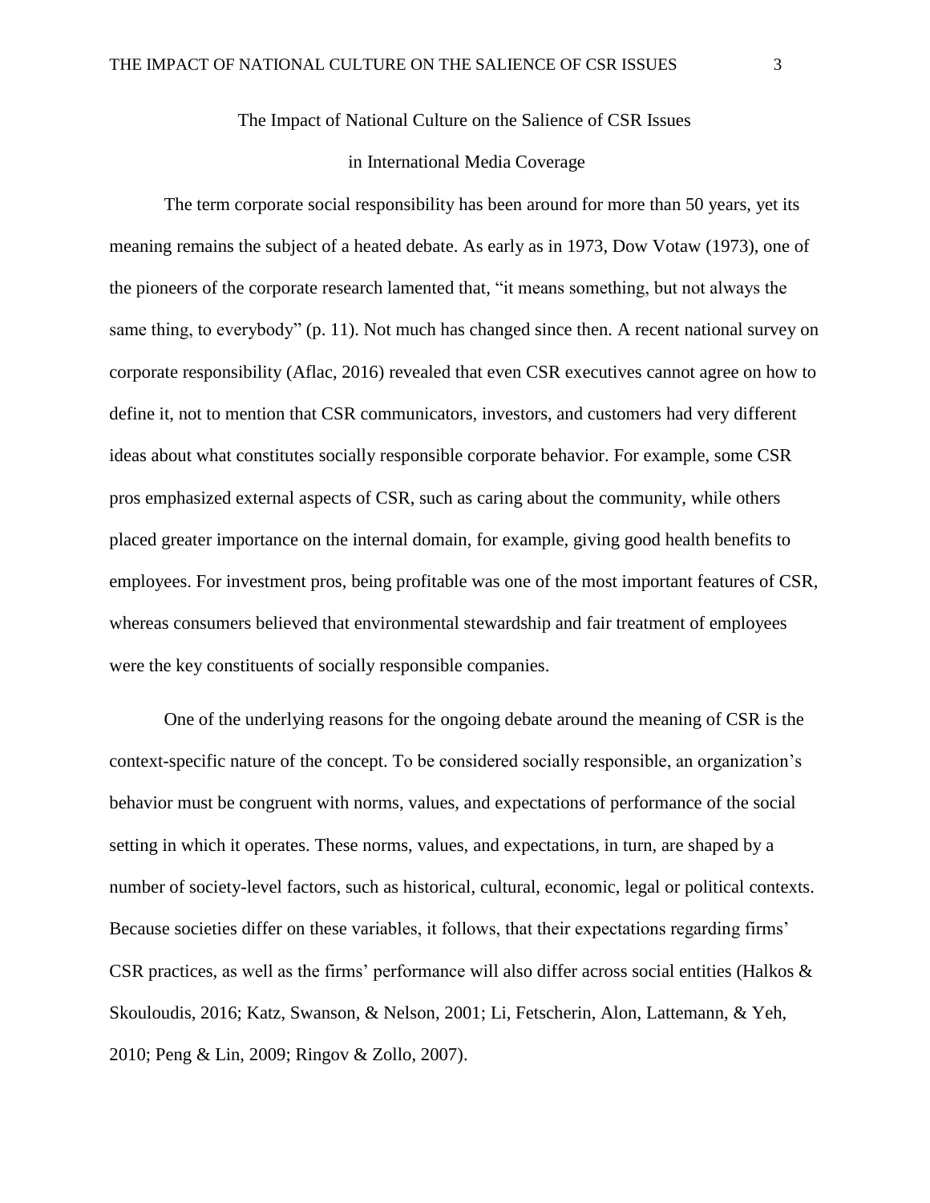# The Impact of National Culture on the Salience of CSR Issues in International Media Coverage

The term corporate social responsibility has been around for more than 50 years, yet its meaning remains the subject of a heated debate. As early as in 1973, Dow Votaw (1973), one of the pioneers of the corporate research lamented that, "it means something, but not always the same thing, to everybody" (p. 11). Not much has changed since then. A recent national survey on corporate responsibility (Aflac, 2016) revealed that even CSR executives cannot agree on how to define it, not to mention that CSR communicators, investors, and customers had very different ideas about what constitutes socially responsible corporate behavior. For example, some CSR pros emphasized external aspects of CSR, such as caring about the community, while others placed greater importance on the internal domain, for example, giving good health benefits to employees. For investment pros, being profitable was one of the most important features of CSR, whereas consumers believed that environmental stewardship and fair treatment of employees were the key constituents of socially responsible companies.

One of the underlying reasons for the ongoing debate around the meaning of CSR is the context-specific nature of the concept. To be considered socially responsible, an organization's behavior must be congruent with norms, values, and expectations of performance of the social setting in which it operates. These norms, values, and expectations, in turn, are shaped by a number of society-level factors, such as historical, cultural, economic, legal or political contexts. Because societies differ on these variables, it follows, that their expectations regarding firms' CSR practices, as well as the firms' performance will also differ across social entities (Halkos & Skouloudis, 2016; Katz, Swanson, & Nelson, 2001; Li, Fetscherin, Alon, Lattemann, & Yeh, 2010; Peng & Lin, 2009; Ringov & Zollo, 2007).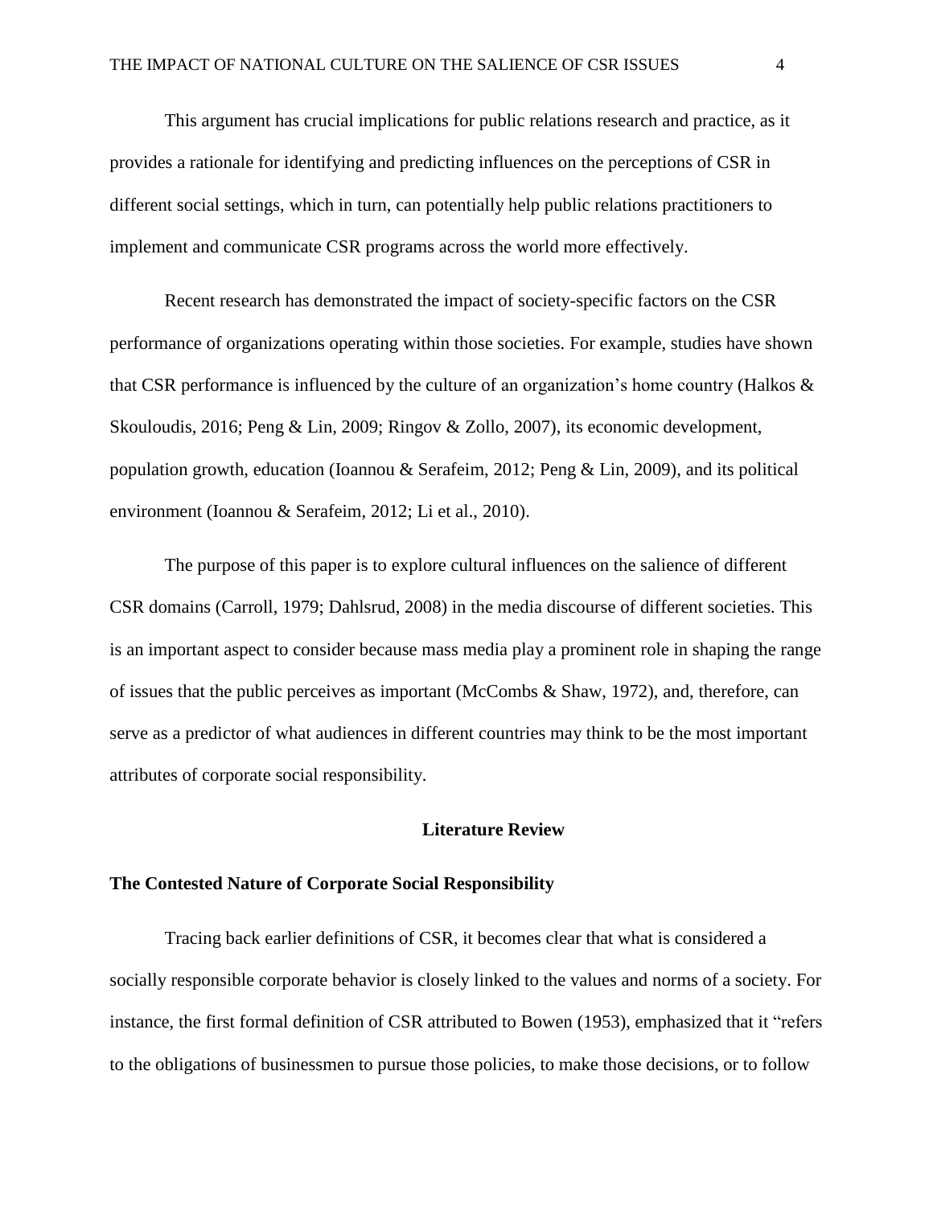This argument has crucial implications for public relations research and practice, as it provides a rationale for identifying and predicting influences on the perceptions of CSR in different social settings, which in turn, can potentially help public relations practitioners to implement and communicate CSR programs across the world more effectively.

Recent research has demonstrated the impact of society-specific factors on the CSR performance of organizations operating within those societies. For example, studies have shown that CSR performance is influenced by the culture of an organization's home country (Halkos & Skouloudis, 2016; Peng & Lin, 2009; Ringov & Zollo, 2007), its economic development, population growth, education (Ioannou & Serafeim, 2012; Peng & Lin, 2009), and its political environment (Ioannou & Serafeim, 2012; Li et al., 2010).

The purpose of this paper is to explore cultural influences on the salience of different CSR domains (Carroll, 1979; Dahlsrud, 2008) in the media discourse of different societies. This is an important aspect to consider because mass media play a prominent role in shaping the range of issues that the public perceives as important (McCombs & Shaw, 1972), and, therefore, can serve as a predictor of what audiences in different countries may think to be the most important attributes of corporate social responsibility.

## Literature Review

### The Contested Nature of Corporate Social Responsibility

Tracing back earlier definitions of CSR, it becomes clear that what is considered a socially responsible corporate behavior is closely linked to the values and norms of a society. For instance, the first formal definition of CSR attributed to Bowen (1953), emphasized that it "refers to the obligations of businessmen to pursue those policies, to make those decisions, or to follow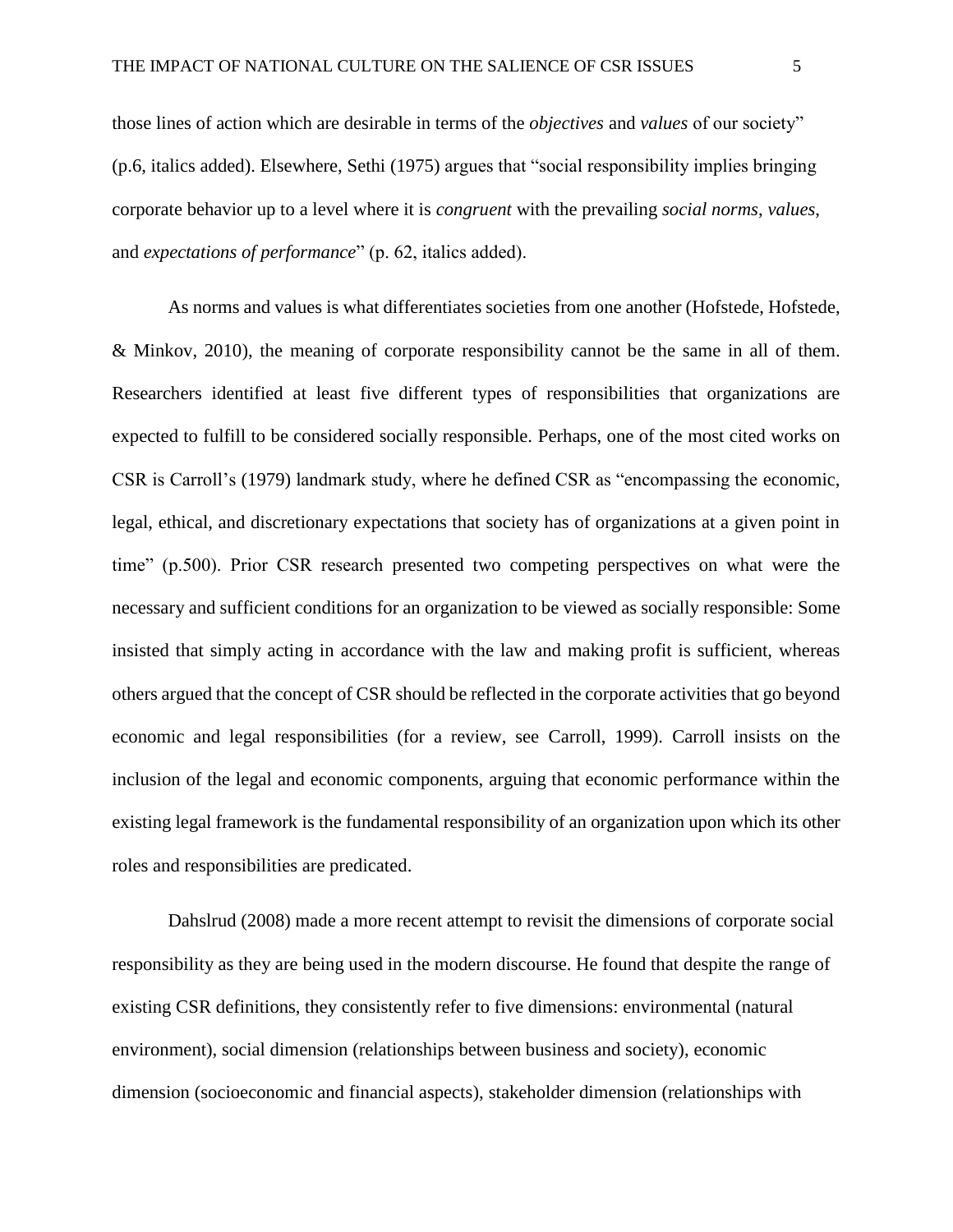those lines of action which are desirable in terms of the *objectives* and *values* of our society" (p.6, italics added). Elsewhere, Sethi (1975) argues that "social responsibility implies bringing corporate behavior up to a level where it is *congruent* with the prevailing *social norms*, *values*, and *expectations of performance*" (p. 62, italics added).

As norms and values is what differentiates societies from one another (Hofstede, Hofstede, & Minkov, 2010), the meaning of corporate responsibility cannot be the same in all of them. Researchers identified at least five different types of responsibilities that organizations are expected to fulfill to be considered socially responsible. Perhaps, one of the most cited works on CSR is Carroll's (1979) landmark study, where he defined CSR as "encompassing the economic, legal, ethical, and discretionary expectations that society has of organizations at a given point in time" (p.500). Prior CSR research presented two competing perspectives on what were the necessary and sufficient conditions for an organization to be viewed as socially responsible: Some insisted that simply acting in accordance with the law and making profit is sufficient, whereas others argued that the concept of CSR should be reflected in the corporate activities that go beyond economic and legal responsibilities (for a review, see Carroll, 1999). Carroll insists on the inclusion of the legal and economic components, arguing that economic performance within the existing legal framework is the fundamental responsibility of an organization upon which its other roles and responsibilities are predicated.

Dahslrud (2008) made a more recent attempt to revisit the dimensions of corporate social responsibility as they are being used in the modern discourse. He found that despite the range of existing CSR definitions, they consistently refer to five dimensions: environmental (natural environment), social dimension (relationships between business and society), economic dimension (socioeconomic and financial aspects), stakeholder dimension (relationships with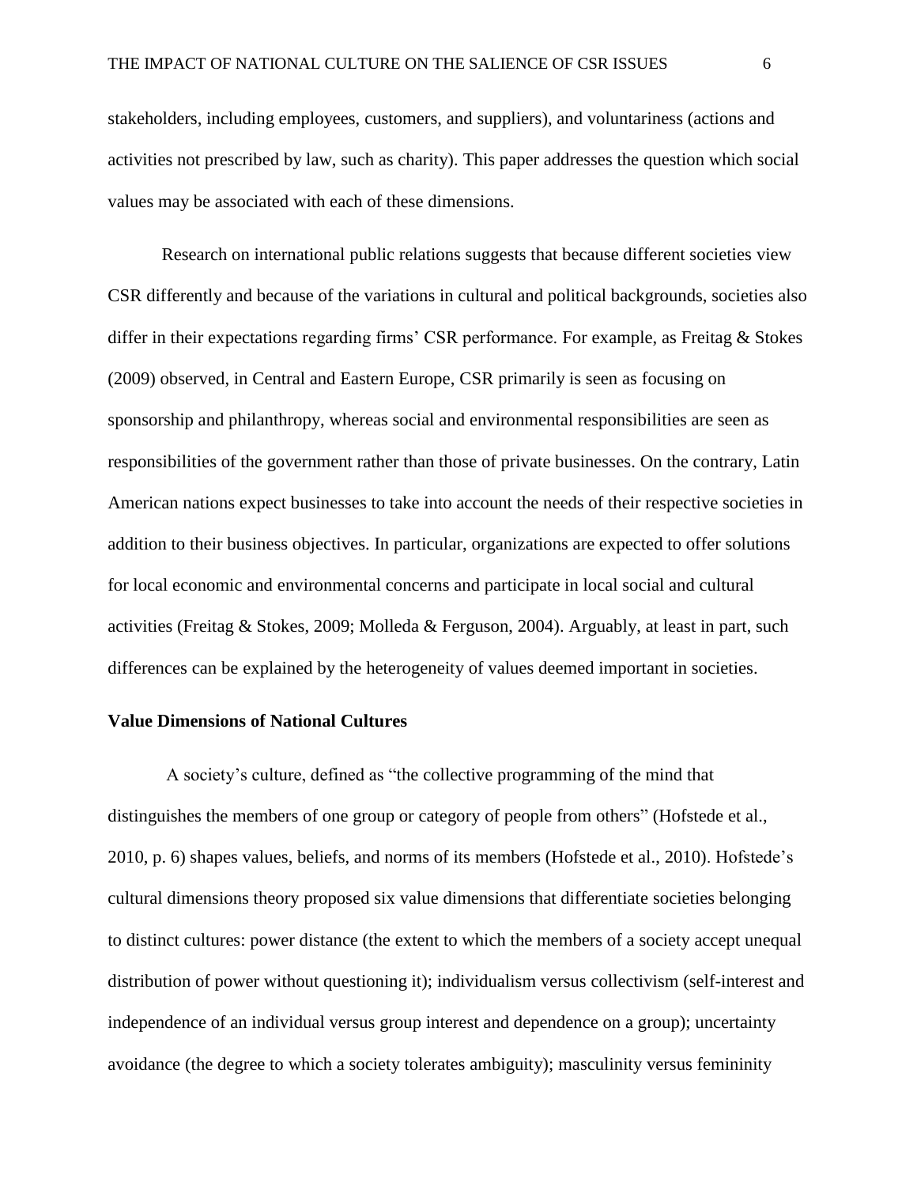stakeholders, including employees, customers, and suppliers), and voluntariness (actions and activities not prescribed by law, such as charity). This paper addresses the question which social values may be associated with each of these dimensions.

Research on international public relations suggests that because different societies view CSR differently and because of the variations in cultural and political backgrounds, societies also differ in their expectations regarding firms' CSR performance. For example, as Freitag & Stokes (2009) observed, in Central and Eastern Europe, CSR primarily is seen as focusing on sponsorship and philanthropy, whereas social and environmental responsibilities are seen as responsibilities of the government rather than those of private businesses. On the contrary, Latin American nations expect businesses to take into account the needs of their respective societies in addition to their business objectives. In particular, organizations are expected to offer solutions for local economic and environmental concerns and participate in local social and cultural activities (Freitag & Stokes, 2009; Molleda & Ferguson, 2004). Arguably, at least in part, such differences can be explained by the heterogeneity of values deemed important in societies.

**Value Dimensions of National Cultures**

A society's culture, defined as "the collective programming of the mind that distinguishes the members of one group or category of people from others" (Hofstede et al., 2010, p. 6) shapes values, beliefs, and norms of its members (Hofstede et al., 2010). Hofstede's cultural dimensions theory proposed six value dimensions that differentiate societies belonging to distinct cultures: power distance (the extent to which the members of a society accept unequal distribution of power without questioning it); individualism versus collectivism (self-interest and independence of an individual versus group interest and dependence on a group); uncertainty avoidance (the degree to which a society tolerates ambiguity); masculinity versus femininity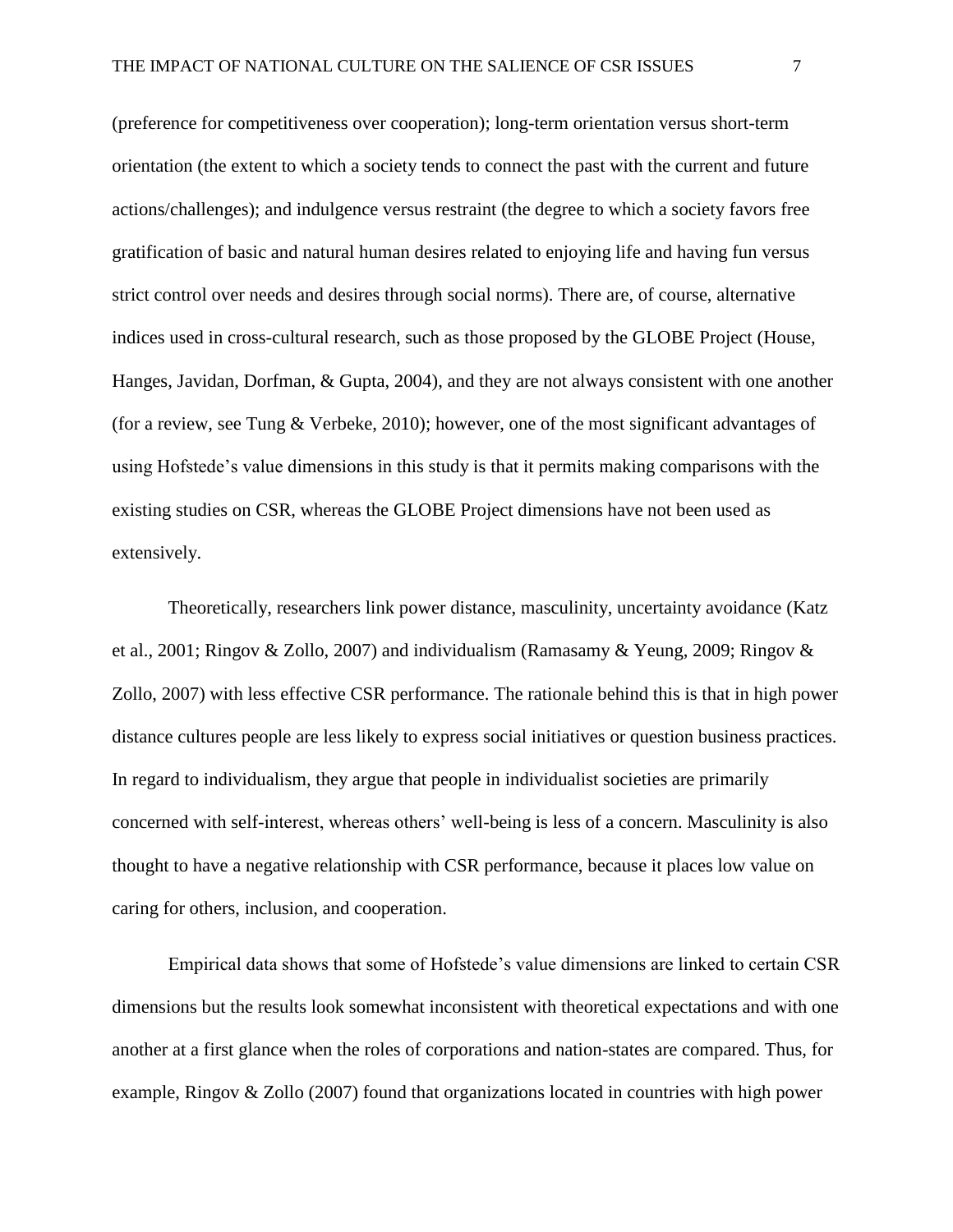(preference for competitiveness over cooperation); long-term orientation versus short-term orientation (the extent to which a society tends to connect the past with the current and future actions/challenges); and indulgence versus restraint (the degree to which a society favors free gratification of basic and natural human desires related to enjoying life and having fun versus strict control over needs and desires through social norms). There are, of course, alternative indices used in cross-cultural research, such as those proposed by the GLOBE Project (House, Hanges, Javidan, Dorfman, & Gupta, 2004), and they are not always consistent with one another (for a review, see Tung & Verbeke, 2010); however, one of the most significant advantages of using Hofstede's value dimensions in this study is that it permits making comparisons with the existing studies on CSR, whereas the GLOBE Project dimensions have not been used as extensively.

Theoretically, researchers link power distance, masculinity, uncertainty avoidance (Katz et al., 2001; Ringov & Zollo, 2007) and individualism (Ramasamy & Yeung, 2009; Ringov & Zollo, 2007) with less effective CSR performance. The rationale behind this is that in high power distance cultures people are less likely to express social initiatives or question business practices. In regard to individualism, they argue that people in individualist societies are primarily concerned with self-interest, whereas others' well-being is less of a concern. Masculinity is also thought to have a negative relationship with CSR performance, because it places low value on caring for others, inclusion, and cooperation.

Empirical data shows that some of Hofstede's value dimensions are linked to certain CSR dimensions but the results look somewhat inconsistent with theoretical expectations and with one another at a first glance when the roles of corporations and nation-states are compared. Thus, for example, Ringov & Zollo (2007) found that organizations located in countries with high power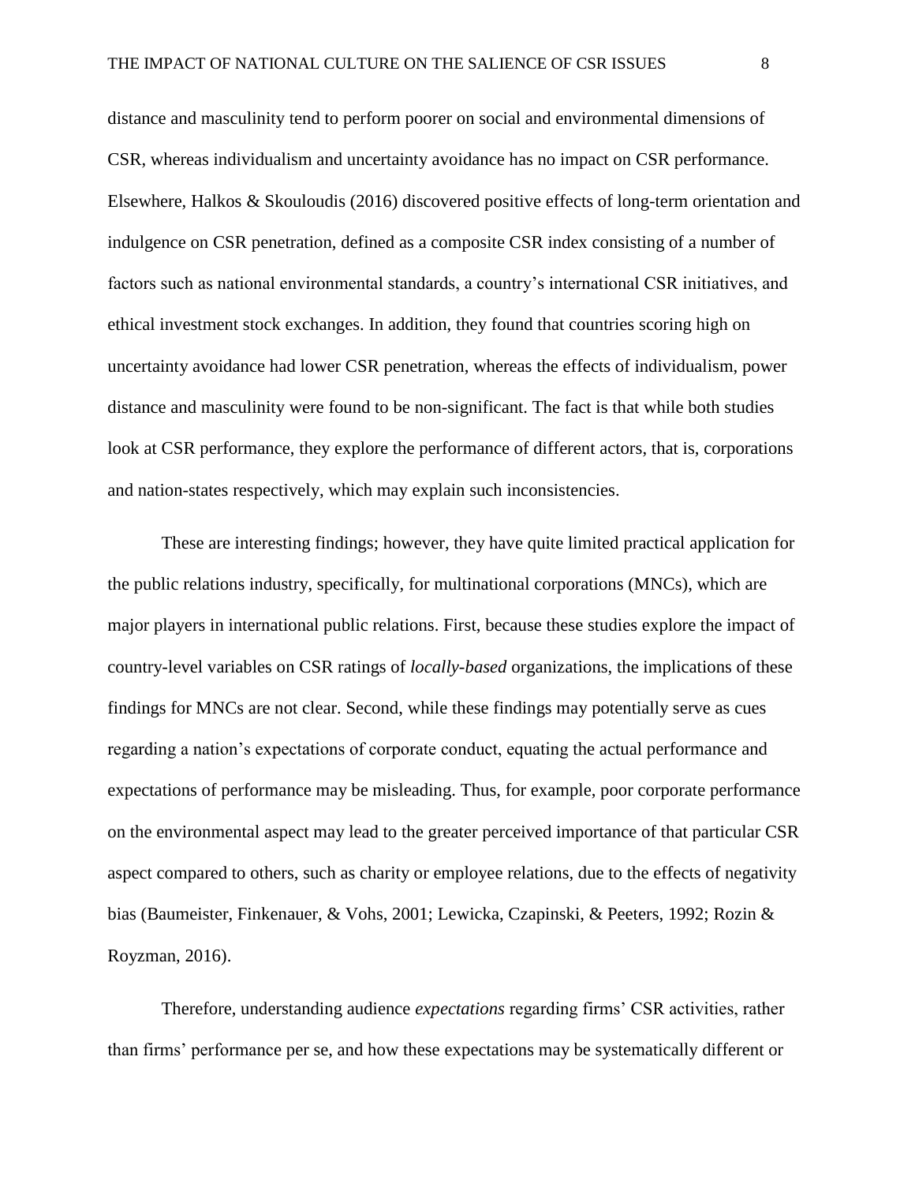distance and masculinity tend to perform poorer on social and environmental dimensions of CSR, whereas individualism and uncertainty avoidance has no impact on CSR performance. Elsewhere, Halkos & Skouloudis (2016) discovered positive effects of long-term orientation and indulgence on CSR penetration, defined as a composite CSR index consisting of a number of factors such as national environmental standards, a country's international CSR initiatives, and ethical investment stock exchanges. In addition, they found that countries scoring high on uncertainty avoidance had lower CSR penetration, whereas the effects of individualism, power distance and masculinity were found to be non-significant. The fact is that while both studies look at CSR performance, they explore the performance of different actors, that is, corporations and nation-states respectively, which may explain such inconsistencies.

These are interesting findings; however, they have quite limited practical application for the public relations industry, specifically, for multinational corporations (MNCs), which are major players in international public relations. First, because these studies explore the impact of country-level variables on CSR ratings of *locally-based* organizations, the implications of these findings for MNCs are not clear. Second, while these findings may potentially serve as cues regarding a nation's expectations of corporate conduct, equating the actual performance and expectations of performance may be misleading. Thus, for example, poor corporate performance on the environmental aspect may lead to the greater perceived importance of that particular CSR aspect compared to others, such as charity or employee relations, due to the effects of negativity bias (Baumeister, Finkenauer, & Vohs, 2001; Lewicka, Czapinski, & Peeters, 1992; Rozin & Royzman, 2016).

Therefore, understanding audience *expectations* regarding firms' CSR activities, rather than firms' performance per se, and how these expectations may be systematically different or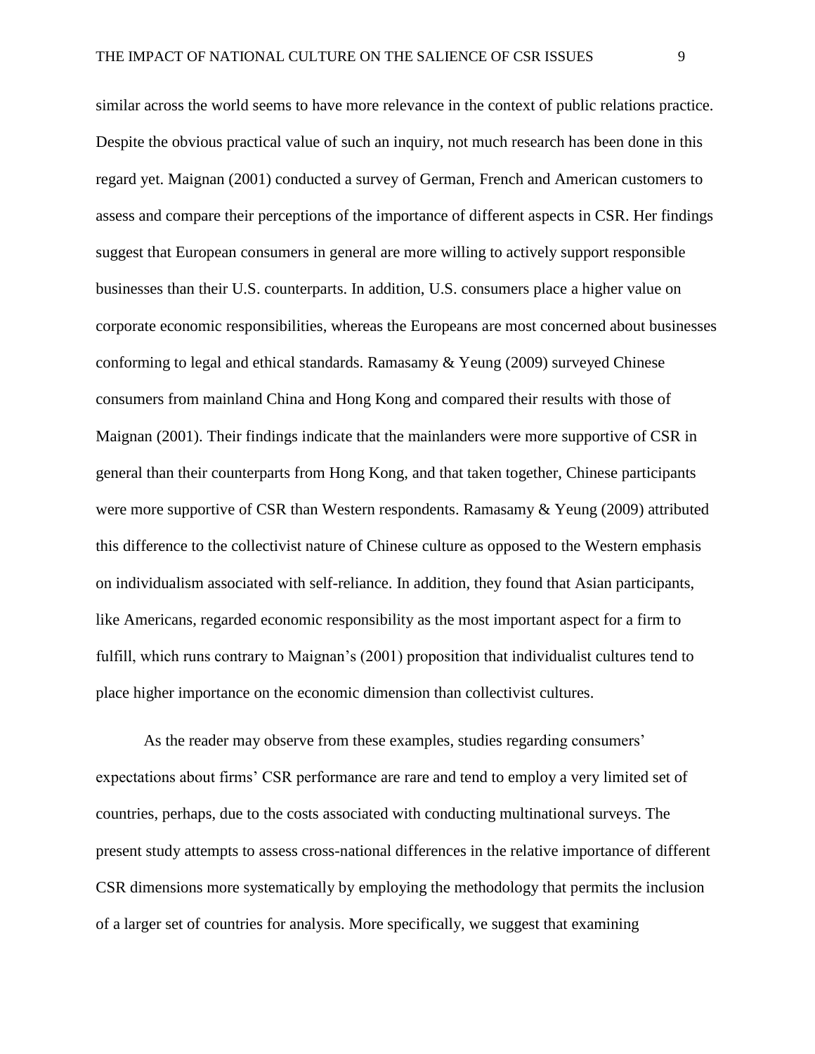similar across the world seems to have more relevance in the context of public relations practice. Despite the obvious practical value of such an inquiry, not much research has been done in this regard yet. Maignan (2001) conducted a survey of German, French and American customers to assess and compare their perceptions of the importance of different aspects in CSR. Her findings suggest that European consumers in general are more willing to actively support responsible businesses than their U.S. counterparts. In addition, U.S. consumers place a higher value on corporate economic responsibilities, whereas the Europeans are most concerned about businesses conforming to legal and ethical standards. Ramasamy & Yeung (2009) surveyed Chinese consumers from mainland China and Hong Kong and compared their results with those of Maignan (2001). Their findings indicate that the mainlanders were more supportive of CSR in general than their counterparts from Hong Kong, and that taken together, Chinese participants were more supportive of CSR than Western respondents. Ramasamy & Yeung (2009) attributed this difference to the collectivist nature of Chinese culture as opposed to the Western emphasis on individualism associated with self-reliance. In addition, they found that Asian participants, like Americans, regarded economic responsibility as the most important aspect for a firm to fulfill, which runs contrary to Maignan's (2001) proposition that individualist cultures tend to place higher importance on the economic dimension than collectivist cultures.

As the reader may observe from these examples, studies regarding consumers' expectations about firms' CSR performance are rare and tend to employ a very limited set of countries, perhaps, due to the costs associated with conducting multinational surveys. The present study attempts to assess cross-national differences in the relative importance of different CSR dimensions more systematically by employing the methodology that permits the inclusion of a larger set of countries for analysis. More specifically, we suggest that examining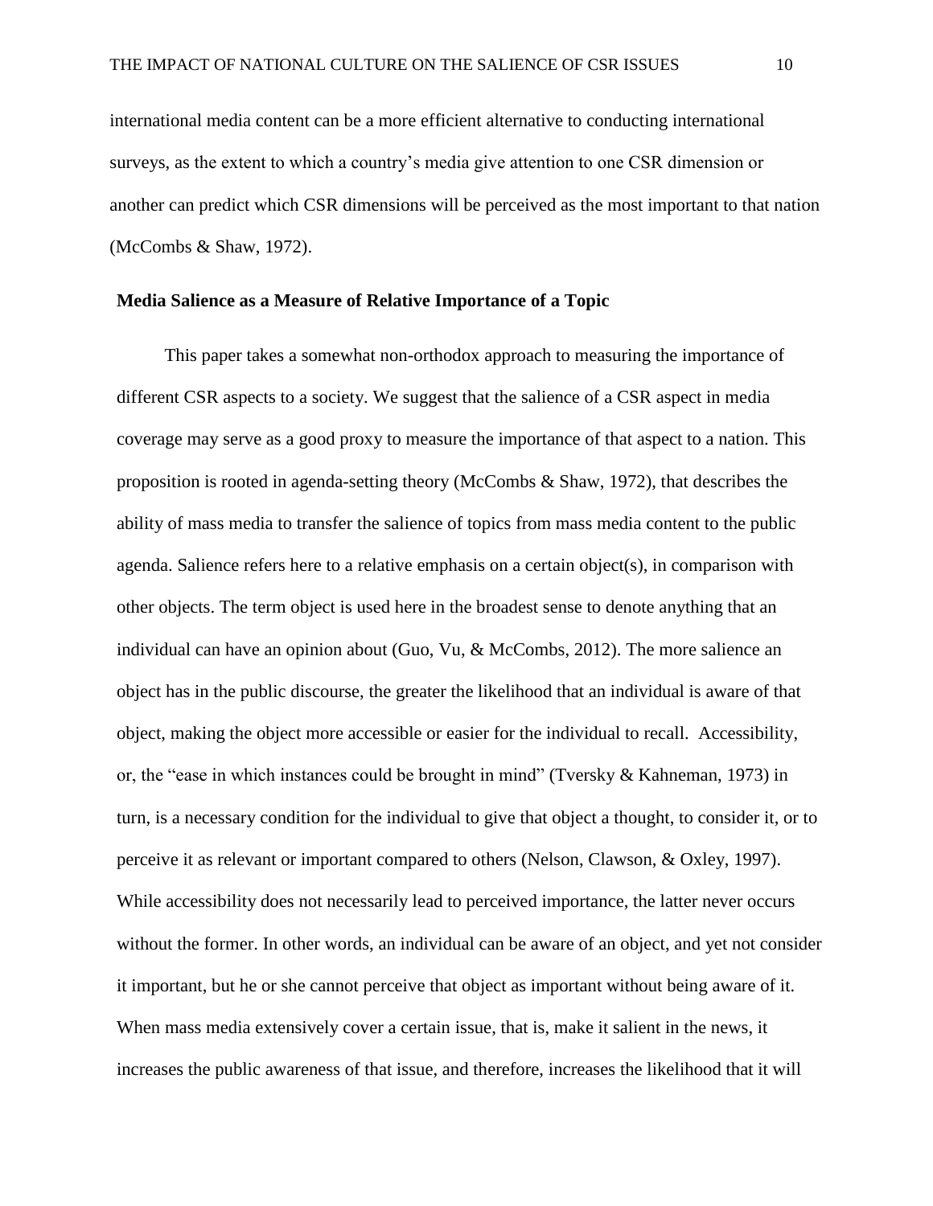international media content can be a more efficient alternative to conducting international surveys, as the extent to which a country's media give attention to one CSR dimension or another can predict which CSR dimensions will be perceived as the most important to that nation (McCombs & Shaw, 1972).

**Media Salience as a Measure of Relative Importance of a Topic**

This paper takes a somewhat non-orthodox approach to measuring the importance of different CSR aspects to a society. We suggest that the salience of a CSR aspect in media coverage may serve as a good proxy to measure the importance of that aspect to a nation. This proposition is rooted in agenda-setting theory (McCombs & Shaw, 1972), that describes the ability of mass media to transfer the salience of topics from mass media content to the public agenda. Salience refers here to a relative emphasis on a certain object(s), in comparison with other objects. The term object is used here in the broadest sense to denote anything that an individual can have an opinion about (Guo, Vu, & McCombs, 2012). The more salience an object has in the public discourse, the greater the likelihood that an individual is aware of that object, making the object more accessible or easier for the individual to recall. Accessibility, or, the "ease in which instances could be brought in mind" (Tversky & Kahneman, 1973) in turn, is a necessary condition for the individual to give that object a thought, to consider it, or to perceive it as relevant or important compared to others (Nelson, Clawson, & Oxley, 1997). While accessibility does not necessarily lead to perceived importance, the latter never occurs without the former. In other words, an individual can be aware of an object, and yet not consider it important, but he or she cannot perceive that object as important without being aware of it. When mass media extensively cover a certain issue, that is, make it salient in the news, it increases the public awareness of that issue, and therefore, increases the likelihood that it will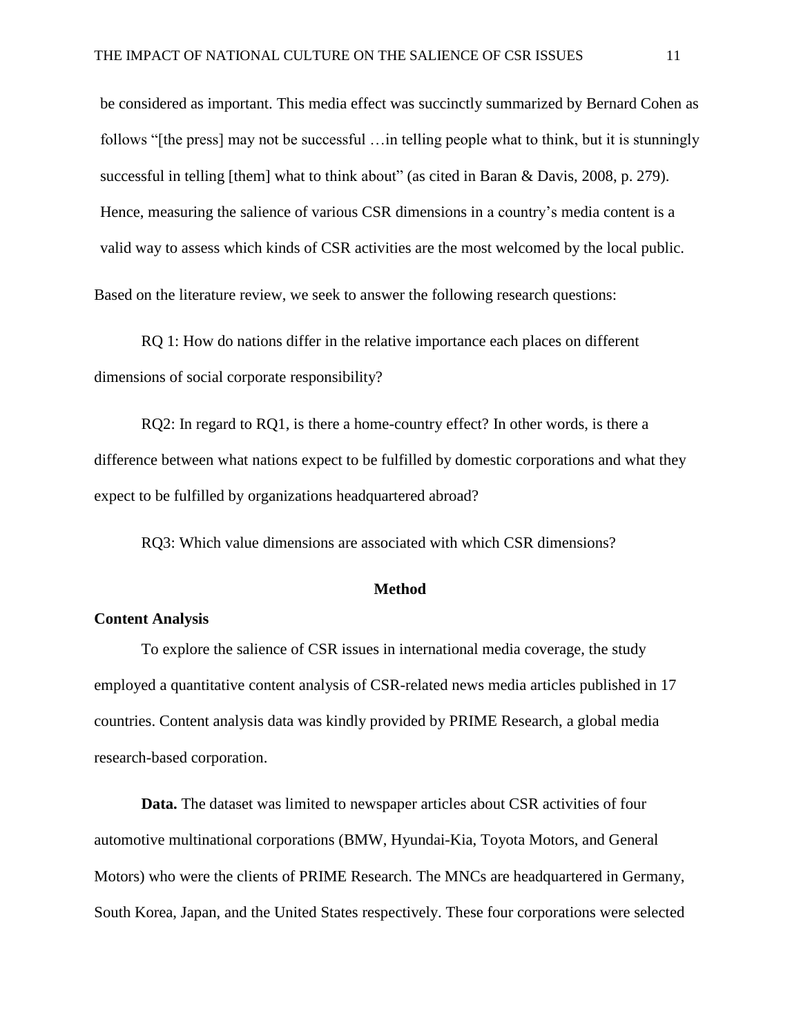be considered as important. This media effect was succinctly summarized by Bernard Cohen as follows "[the press] may not be successful …in telling people what to think, but it is stunningly successful in telling [them] what to think about" (as cited in Baran & Davis, 2008, p. 279). Hence, measuring the salience of various CSR dimensions in a country's media content is a valid way to assess which kinds of CSR activities are the most welcomed by the local public.

Based on the literature review, we seek to answer the following research questions:

RQ 1: How do nations differ in the relative importance each places on different dimensions of social corporate responsibility?

RQ2: In regard to RQ1, is there a home-country effect? In other words, is there a difference between what nations expect to be fulfilled by domestic corporations and what they expect to be fulfilled by organizations headquartered abroad?

RQ3: Which value dimensions are associated with which CSR dimensions?

# Method

## Content Analysis

To explore the salience of CSR issues in international media coverage, the study employed a quantitative content analysis of CSR-related news media articles published in 17 countries. Content analysis data was kindly provided by PRIME Research, a global media research-based corporation.

**Data.** The dataset was limited to newspaper articles about CSR activities of four automotive multinational corporations (BMW, Hyundai-Kia, Toyota Motors, and General Motors) who were the clients of PRIME Research. The MNCs are headquartered in Germany, South Korea, Japan, and the United States respectively. These four corporations were selected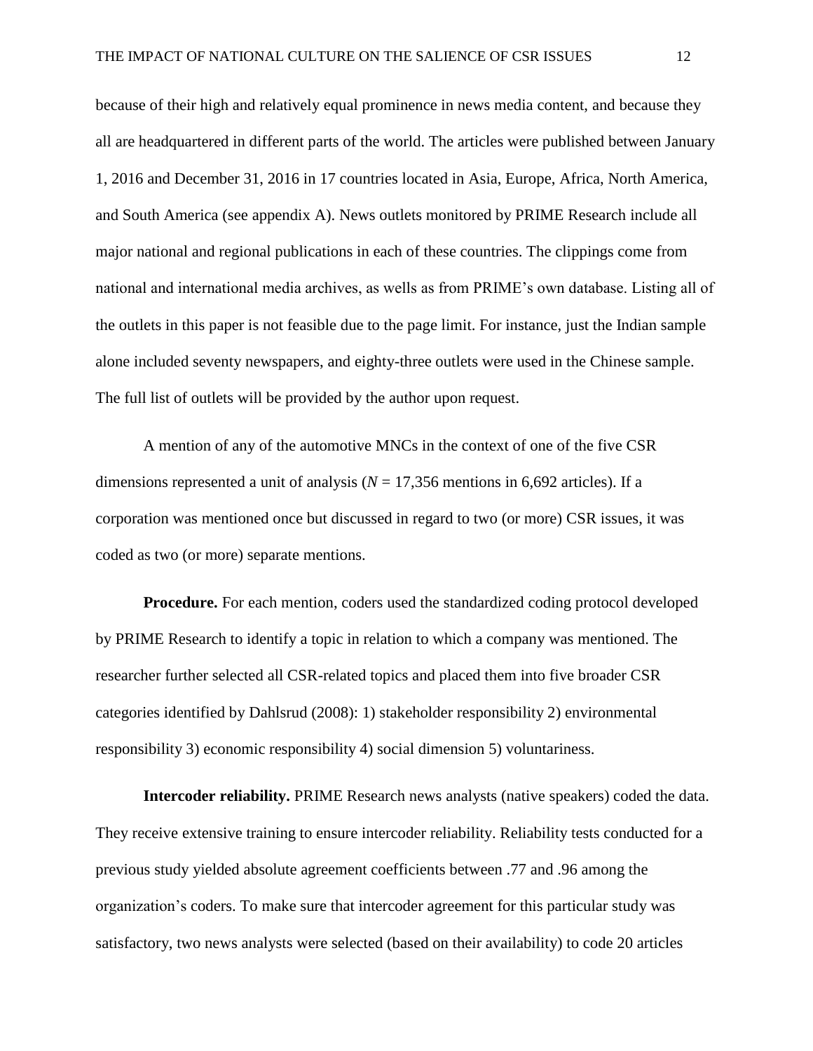because of their high and relatively equal prominence in news media content, and because they all are headquartered in different parts of the world. The articles were published between January 1, 2016 and December 31, 2016 in 17 countries located in Asia, Europe, Africa, North America, and South America (see appendix A). News outlets monitored by PRIME Research include all major national and regional publications in each of these countries. The clippings come from national and international media archives, as wells as from PRIME's own database. Listing all of the outlets in this paper is not feasible due to the page limit. For instance, just the Indian sample alone included seventy newspapers, and eighty-three outlets were used in the Chinese sample. The full list of outlets will be provided by the author upon request.

A mention of any of the automotive MNCs in the context of one of the five CSR dimensions represented a unit of analysis ($N$ = 17,356 mentions in 6,692 articles). If a corporation was mentioned once but discussed in regard to two (or more) CSR issues, it was coded as two (or more) separate mentions.

**Procedure.** For each mention, coders used the standardized coding protocol developed by PRIME Research to identify a topic in relation to which a company was mentioned. The researcher further selected all CSR-related topics and placed them into five broader CSR categories identified by Dahlsrud (2008): 1) stakeholder responsibility 2) environmental responsibility 3) economic responsibility 4) social dimension 5) voluntariness.

**Intercoder reliability.** PRIME Research news analysts (native speakers) coded the data. They receive extensive training to ensure intercoder reliability. Reliability tests conducted for a previous study yielded absolute agreement coefficients between .77 and .96 among the organization's coders. To make sure that intercoder agreement for this particular study was satisfactory, two news analysts were selected (based on their availability) to code 20 articles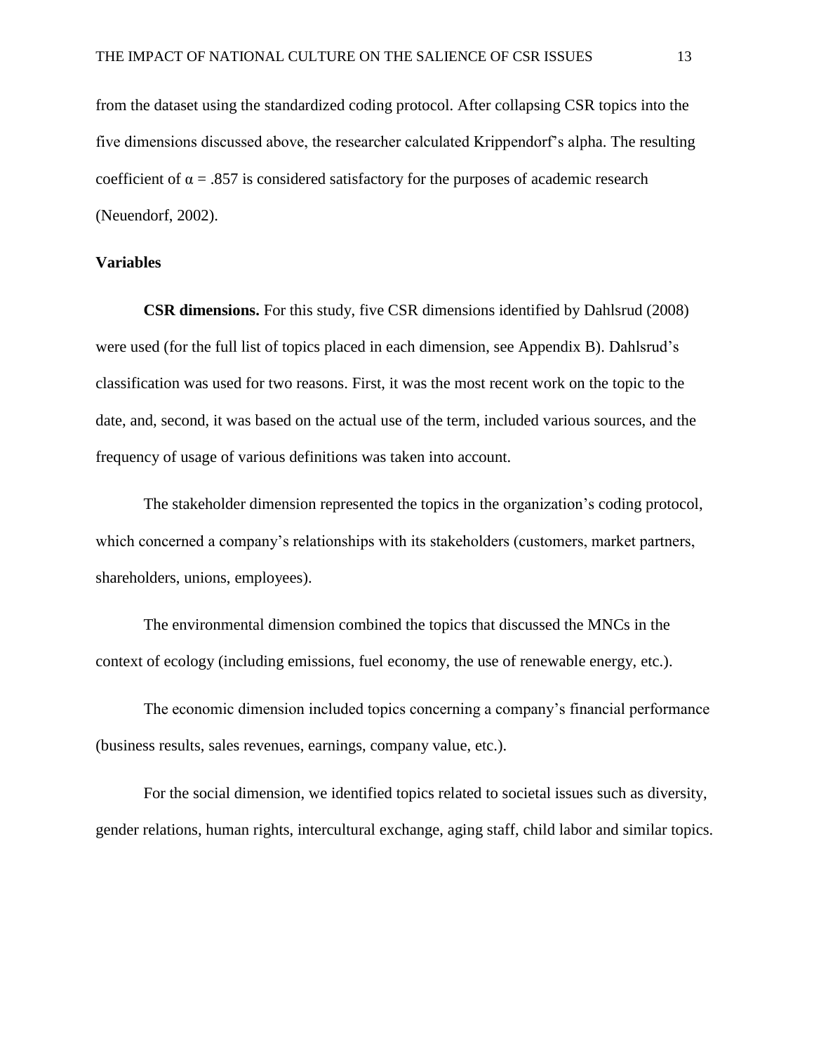from the dataset using the standardized coding protocol. After collapsing CSR topics into the five dimensions discussed above, the researcher calculated Krippendorf's alpha. The resulting coefficient of $\alpha = .857$ is considered satisfactory for the purposes of academic research (Neuendorf, 2002).

## Variables

**CSR dimensions.** For this study, five CSR dimensions identified by Dahlsrud (2008) were used (for the full list of topics placed in each dimension, see Appendix B). Dahlsrud's classification was used for two reasons. First, it was the most recent work on the topic to the date, and, second, it was based on the actual use of the term, included various sources, and the frequency of usage of various definitions was taken into account.

The stakeholder dimension represented the topics in the organization's coding protocol, which concerned a company's relationships with its stakeholders (customers, market partners, shareholders, unions, employees).

The environmental dimension combined the topics that discussed the MNCs in the context of ecology (including emissions, fuel economy, the use of renewable energy, etc.).

The economic dimension included topics concerning a company's financial performance (business results, sales revenues, earnings, company value, etc.).

For the social dimension, we identified topics related to societal issues such as diversity, gender relations, human rights, intercultural exchange, aging staff, child labor and similar topics.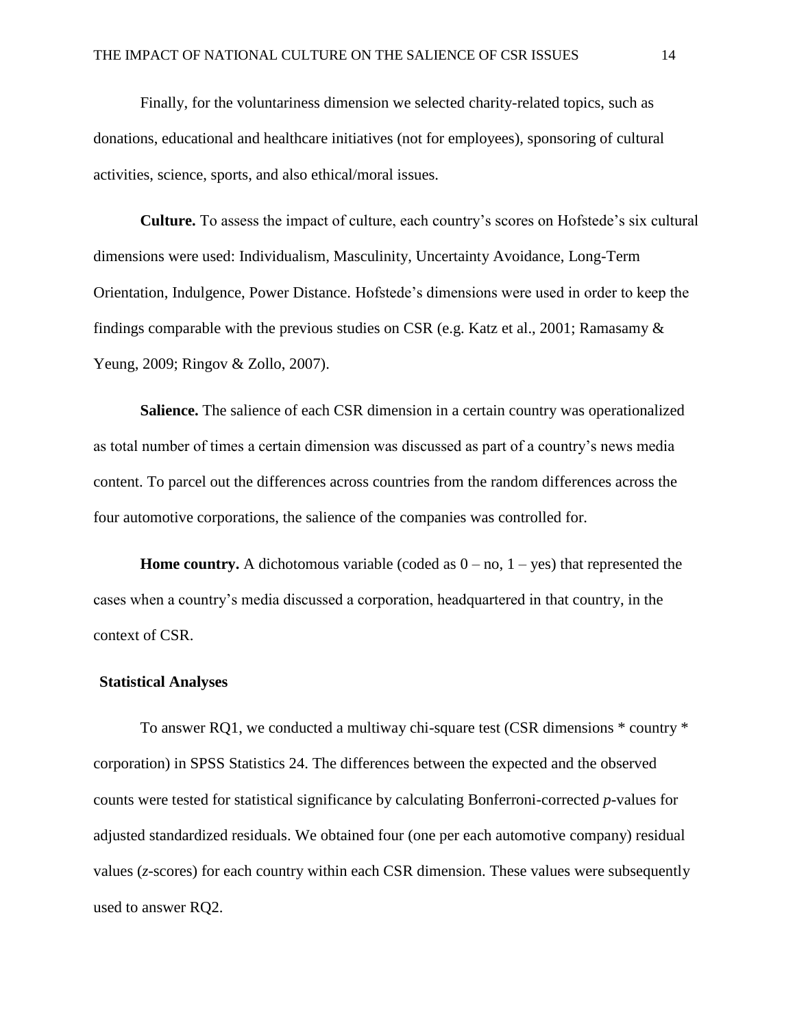Finally, for the voluntariness dimension we selected charity-related topics, such as donations, educational and healthcare initiatives (not for employees), sponsoring of cultural activities, science, sports, and also ethical/moral issues.

**Culture.** To assess the impact of culture, each country's scores on Hofstede's six cultural dimensions were used: Individualism, Masculinity, Uncertainty Avoidance, Long-Term Orientation, Indulgence, Power Distance. Hofstede's dimensions were used in order to keep the findings comparable with the previous studies on CSR (e.g. Katz et al., 2001; Ramasamy & Yeung, 2009; Ringov & Zollo, 2007).

**Salience.** The salience of each CSR dimension in a certain country was operationalized as total number of times a certain dimension was discussed as part of a country's news media content. To parcel out the differences across countries from the random differences across the four automotive corporations, the salience of the companies was controlled for.

**Home country.** A dichotomous variable (coded as 0 – no, 1 – yes) that represented the cases when a country's media discussed a corporation, headquartered in that country, in the context of CSR.

## Statistical Analyses

To answer RQ1, we conducted a multiway chi-square test (CSR dimensions * country * corporation) in SPSS Statistics 24. The differences between the expected and the observed counts were tested for statistical significance by calculating Bonferroni-corrected *p*-values for adjusted standardized residuals. We obtained four (one per each automotive company) residual values (*z*-scores) for each country within each CSR dimension. These values were subsequently used to answer RQ2.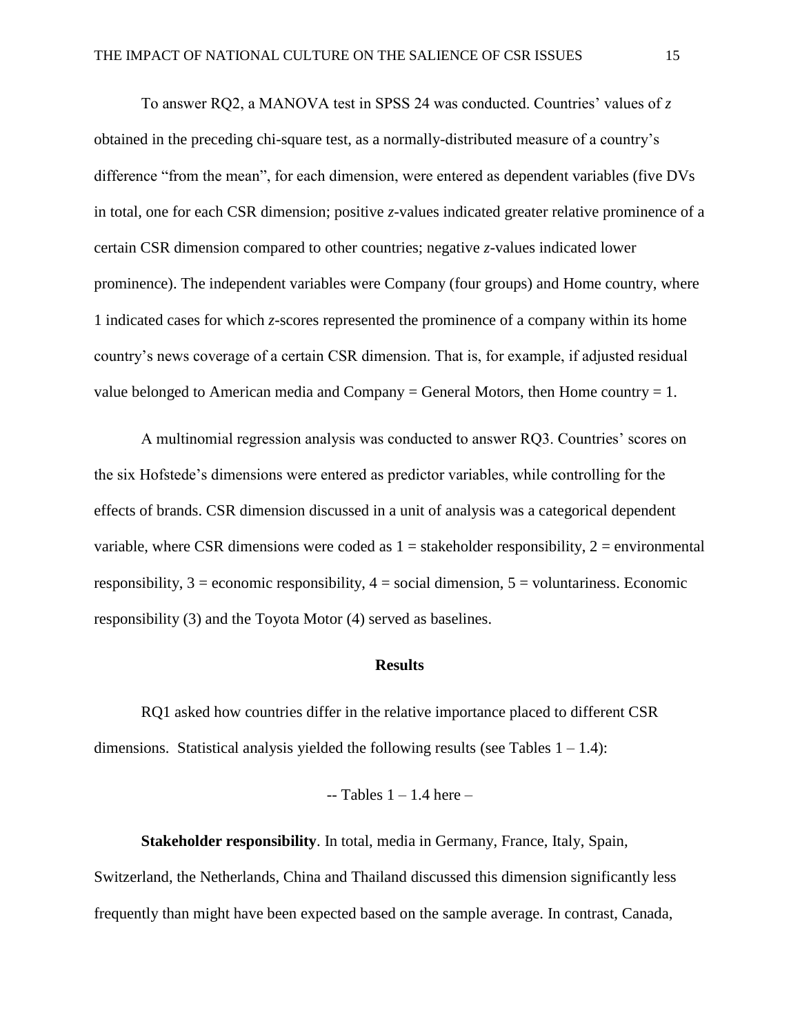To answer RQ2, a MANOVA test in SPSS 24 was conducted. Countries' values of *z* obtained in the preceding chi-square test, as a normally-distributed measure of a country's difference "from the mean", for each dimension, were entered as dependent variables (five DVs in total, one for each CSR dimension; positive *z*-values indicated greater relative prominence of a certain CSR dimension compared to other countries; negative *z*-values indicated lower prominence). The independent variables were Company (four groups) and Home country, where 1 indicated cases for which *z*-scores represented the prominence of a company within its home country's news coverage of a certain CSR dimension. That is, for example, if adjusted residual value belonged to American media and Company = General Motors, then Home country = 1.

A multinomial regression analysis was conducted to answer RQ3. Countries' scores on the six Hofstede's dimensions were entered as predictor variables, while controlling for the effects of brands. CSR dimension discussed in a unit of analysis was a categorical dependent variable, where CSR dimensions were coded as 1 = stakeholder responsibility, 2 = environmental responsibility, 3 = economic responsibility, 4 = social dimension, 5 = voluntariness. Economic responsibility (3) and the Toyota Motor (4) served as baselines.

## Results

RQ1 asked how countries differ in the relative importance placed to different CSR dimensions. Statistical analysis yielded the following results (see Tables 1 – 1.4):

-- Tables 1 – 1.4 here –

**Stakeholder responsibility**. In total, media in Germany, France, Italy, Spain, Switzerland, the Netherlands, China and Thailand discussed this dimension significantly less frequently than might have been expected based on the sample average. In contrast, Canada,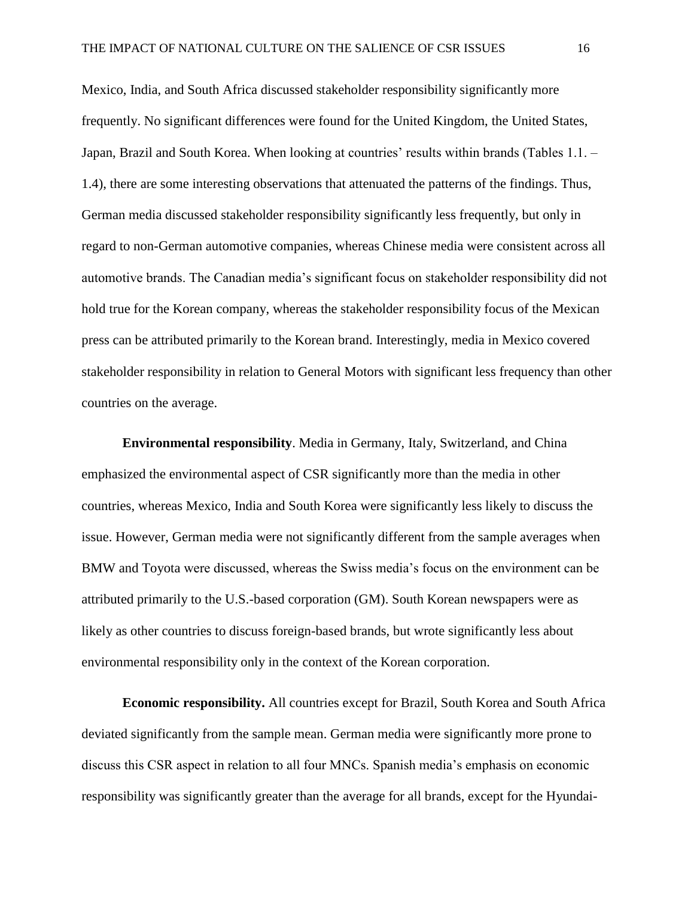Mexico, India, and South Africa discussed stakeholder responsibility significantly more frequently. No significant differences were found for the United Kingdom, the United States, Japan, Brazil and South Korea. When looking at countries' results within brands (Tables 1.1. – 1.4), there are some interesting observations that attenuated the patterns of the findings. Thus, German media discussed stakeholder responsibility significantly less frequently, but only in regard to non-German automotive companies, whereas Chinese media were consistent across all automotive brands. The Canadian media's significant focus on stakeholder responsibility did not hold true for the Korean company, whereas the stakeholder responsibility focus of the Mexican press can be attributed primarily to the Korean brand. Interestingly, media in Mexico covered stakeholder responsibility in relation to General Motors with significant less frequency than other countries on the average.

**Environmental responsibility**. Media in Germany, Italy, Switzerland, and China emphasized the environmental aspect of CSR significantly more than the media in other countries, whereas Mexico, India and South Korea were significantly less likely to discuss the issue. However, German media were not significantly different from the sample averages when BMW and Toyota were discussed, whereas the Swiss media's focus on the environment can be attributed primarily to the U.S.-based corporation (GM). South Korean newspapers were as likely as other countries to discuss foreign-based brands, but wrote significantly less about environmental responsibility only in the context of the Korean corporation.

**Economic responsibility.** All countries except for Brazil, South Korea and South Africa deviated significantly from the sample mean. German media were significantly more prone to discuss this CSR aspect in relation to all four MNCs. Spanish media's emphasis on economic responsibility was significantly greater than the average for all brands, except for the Hyundai-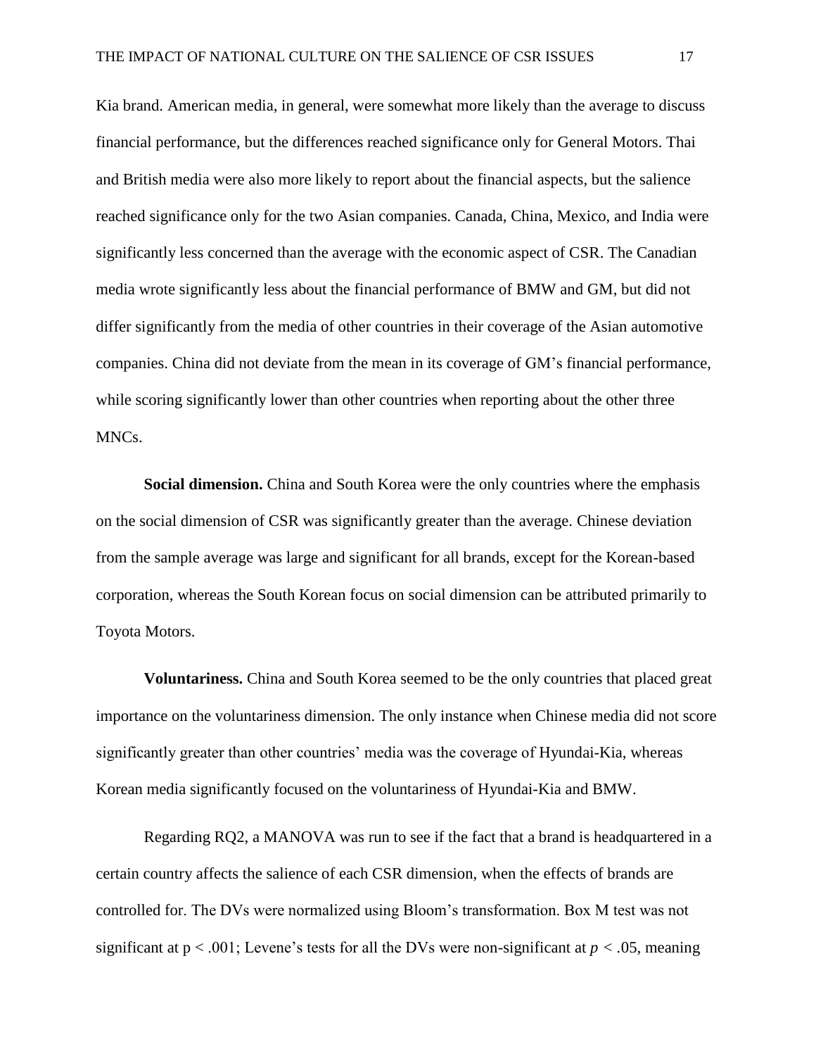Kia brand. American media, in general, were somewhat more likely than the average to discuss financial performance, but the differences reached significance only for General Motors. Thai and British media were also more likely to report about the financial aspects, but the salience reached significance only for the two Asian companies. Canada, China, Mexico, and India were significantly less concerned than the average with the economic aspect of CSR. The Canadian media wrote significantly less about the financial performance of BMW and GM, but did not differ significantly from the media of other countries in their coverage of the Asian automotive companies. China did not deviate from the mean in its coverage of GM's financial performance, while scoring significantly lower than other countries when reporting about the other three MNCs.

**Social dimension.** China and South Korea were the only countries where the emphasis on the social dimension of CSR was significantly greater than the average. Chinese deviation from the sample average was large and significant for all brands, except for the Korean-based corporation, whereas the South Korean focus on social dimension can be attributed primarily to Toyota Motors.

**Voluntariness.** China and South Korea seemed to be the only countries that placed great importance on the voluntariness dimension. The only instance when Chinese media did not score significantly greater than other countries' media was the coverage of Hyundai-Kia, whereas Korean media significantly focused on the voluntariness of Hyundai-Kia and BMW.

Regarding RQ2, a MANOVA was run to see if the fact that a brand is headquartered in a certain country affects the salience of each CSR dimension, when the effects of brands are controlled for. The DVs were normalized using Bloom's transformation. Box M test was not significant at $p < .001$; Levene's tests for all the DVs were non-significant at $p < .05$, meaning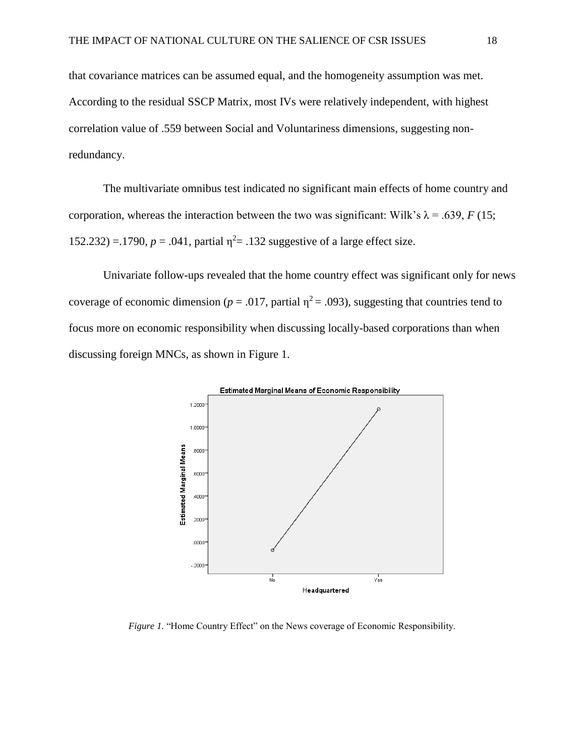that covariance matrices can be assumed equal, and the homogeneity assumption was met. According to the residual SSCP Matrix, most IVs were relatively independent, with highest correlation value of .559 between Social and Voluntariness dimensions, suggesting non-redundancy.

The multivariate omnibus test indicated no significant main effects of home country and corporation, whereas the interaction between the two was significant: Wilk's $\lambda = .639$, $F$ (15; 152.232) =.1790, $p = .041$, partial $\eta^2 = .132$ suggestive of a large effect size.

Univariate follow-ups revealed that the home country effect was significant only for news coverage of economic dimension ($p = .017$, partial $\eta^2 = .093$), suggesting that countries tend to focus more on economic responsibility when discussing locally-based corporations than when discussing foreign MNCs, as shown in Figure 1.

*Figure 1.* "Home Country Effect" on the News coverage of Economic Responsibility.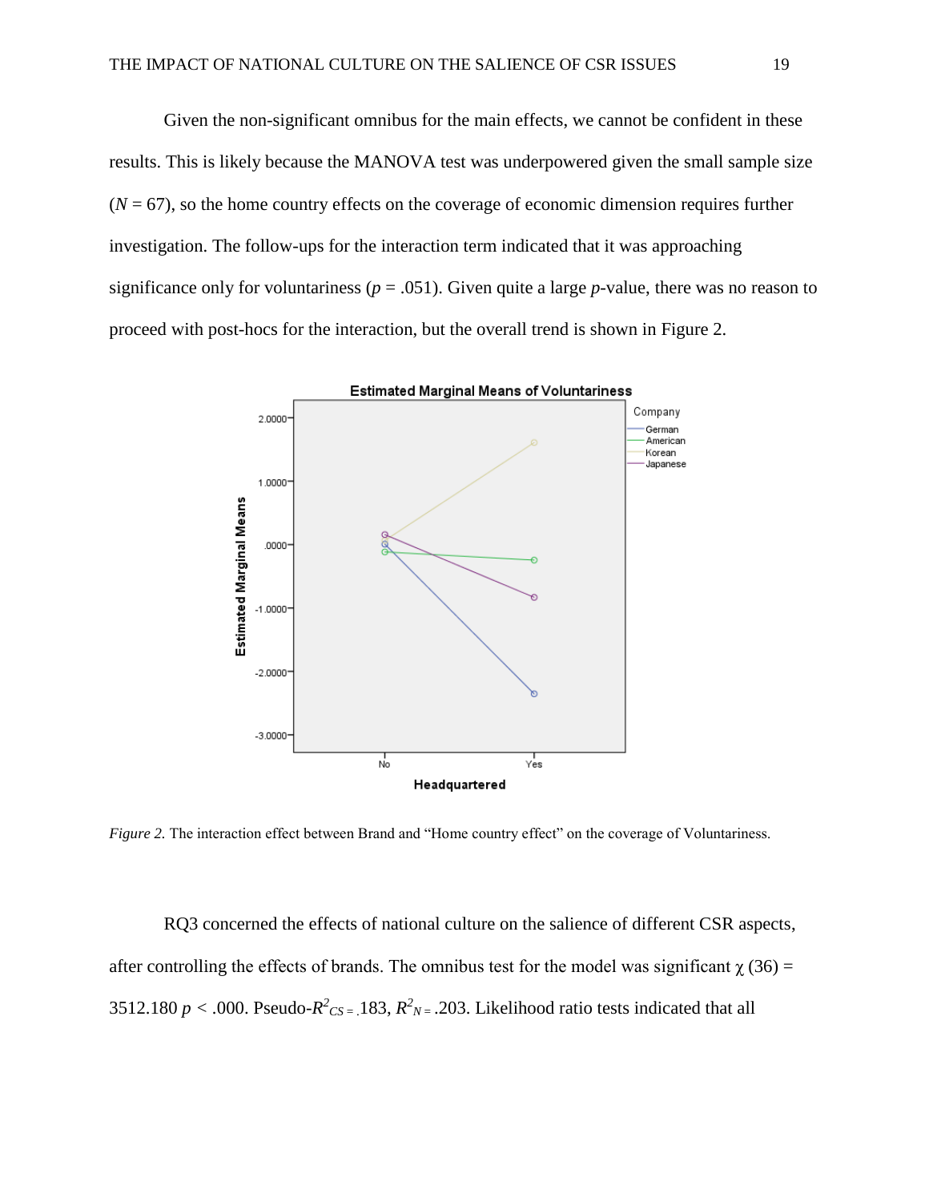Given the non-significant omnibus for the main effects, we cannot be confident in these results. This is likely because the MANOVA test was underpowered given the small sample size ($N = 67$), so the home country effects on the coverage of economic dimension requires further investigation. The follow-ups for the interaction term indicated that it was approaching significance only for voluntariness ($p = .051$). Given quite a large $p$-value, there was no reason to proceed with post-hocs for the interaction, but the overall trend is shown in Figure 2.

*Figure 2.* The interaction effect between Brand and "Home country effect" on the coverage of Voluntariness.

RQ3 concerned the effects of national culture on the salience of different CSR aspects, after controlling the effects of brands. The omnibus test for the model was significant $\chi$ (36) = 3512.180 $p < .000$. Pseudo-$R^2_{CS} = .183$, $R^2_N = .203$. Likelihood ratio tests indicated that all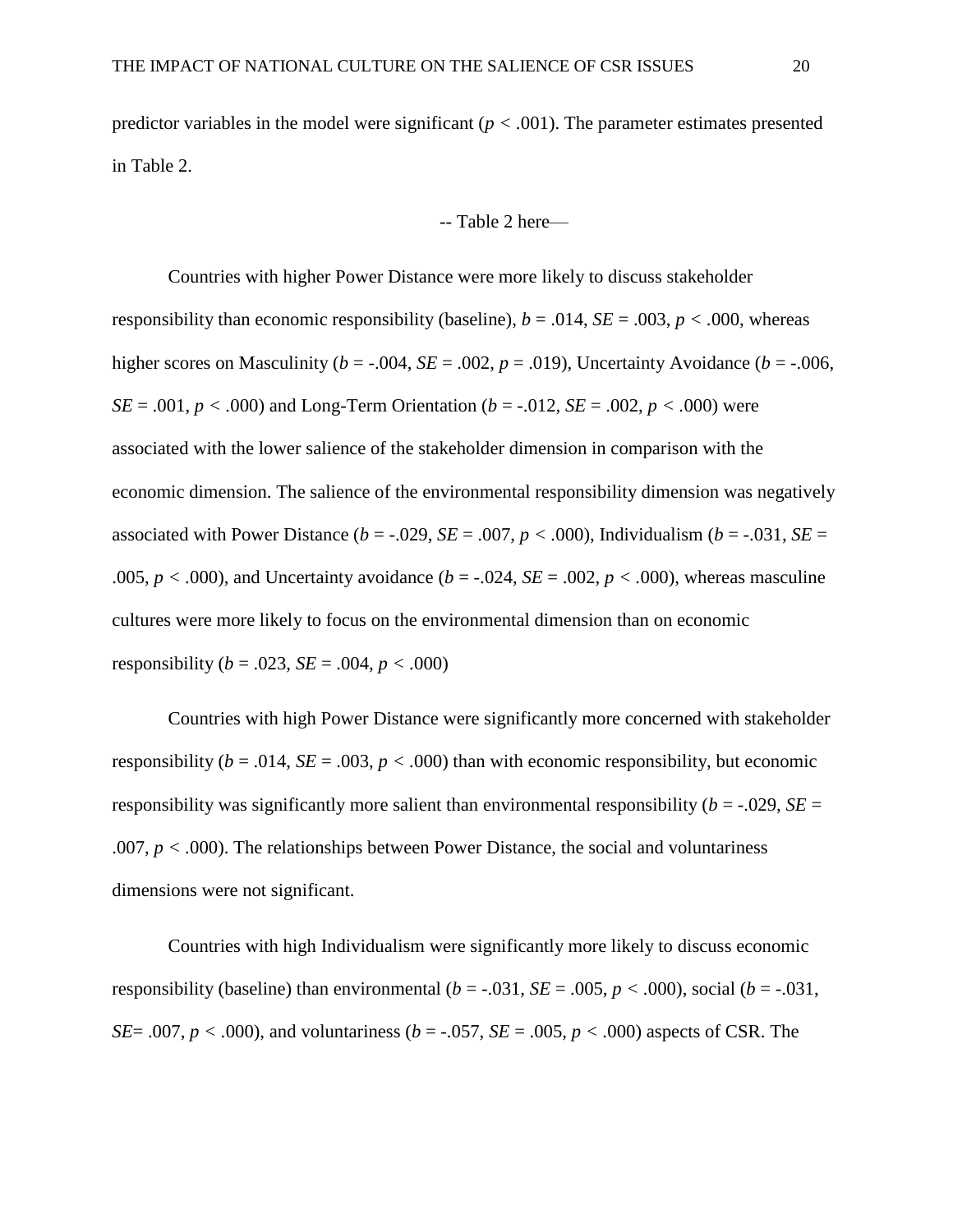predictor variables in the model were significant ($p < .001$). The parameter estimates presented in Table 2.

-- Table 2 here—

Countries with higher Power Distance were more likely to discuss stakeholder responsibility than economic responsibility (baseline), $b = .014$, $SE = .003$, $p < .000$, whereas higher scores on Masculinity ($b = -.004$, $SE = .002$, $p = .019$), Uncertainty Avoidance ($b = -.006$, $SE = .001$, $p < .000$) and Long-Term Orientation ($b = -.012$, $SE = .002$, $p < .000$) were associated with the lower salience of the stakeholder dimension in comparison with the economic dimension. The salience of the environmental responsibility dimension was negatively associated with Power Distance ($b = -.029$, $SE = .007$, $p < .000$), Individualism ($b = -.031$, $SE = .005$, $p < .000$), and Uncertainty avoidance ($b = -.024$, $SE = .002$, $p < .000$), whereas masculine cultures were more likely to focus on the environmental dimension than on economic responsibility ($b = .023$, $SE = .004$, $p < .000$)

Countries with high Power Distance were significantly more concerned with stakeholder responsibility ($b = .014$, $SE = .003$, $p < .000$) than with economic responsibility, but economic responsibility was significantly more salient than environmental responsibility ($b = -.029$, $SE = .007$, $p < .000$). The relationships between Power Distance, the social and voluntariness dimensions were not significant.

Countries with high Individualism were significantly more likely to discuss economic responsibility (baseline) than environmental ($b = -.031$, $SE = .005$, $p < .000$), social ($b = -.031$, $SE = .007$, $p < .000$), and voluntariness ($b = -.057$, $SE = .005$, $p < .000$) aspects of CSR. The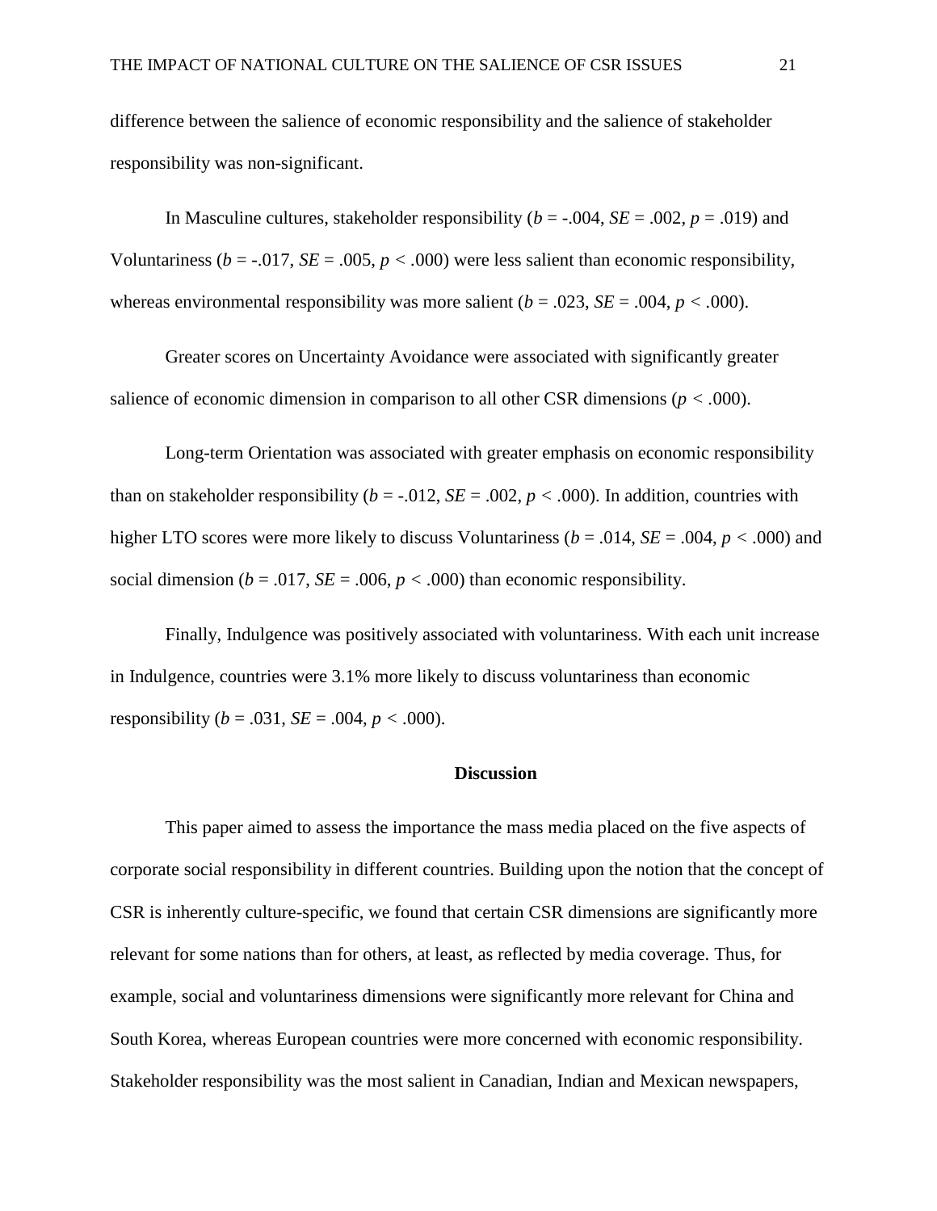difference between the salience of economic responsibility and the salience of stakeholder responsibility was non-significant.

In Masculine cultures, stakeholder responsibility ($b$ = -.004, $SE$ = .002, $p$ = .019) and Voluntariness ($b$ = -.017, $SE$ = .005, $p$ < .000) were less salient than economic responsibility, whereas environmental responsibility was more salient ($b$ = .023, $SE$ = .004, $p$ < .000).

Greater scores on Uncertainty Avoidance were associated with significantly greater salience of economic dimension in comparison to all other CSR dimensions ($p$ < .000).

Long-term Orientation was associated with greater emphasis on economic responsibility than on stakeholder responsibility ($b$ = -.012, $SE$ = .002, $p$ < .000). In addition, countries with higher LTO scores were more likely to discuss Voluntariness ($b$ = .014, $SE$ = .004, $p$ < .000) and social dimension ($b$ = .017, $SE$ = .006, $p$ < .000) than economic responsibility.

Finally, Indulgence was positively associated with voluntariness. With each unit increase in Indulgence, countries were 3.1% more likely to discuss voluntariness than economic responsibility ($b$ = .031, $SE$ = .004, $p$ < .000).

## Discussion

This paper aimed to assess the importance the mass media placed on the five aspects of corporate social responsibility in different countries. Building upon the notion that the concept of CSR is inherently culture-specific, we found that certain CSR dimensions are significantly more relevant for some nations than for others, at least, as reflected by media coverage. Thus, for example, social and voluntariness dimensions were significantly more relevant for China and South Korea, whereas European countries were more concerned with economic responsibility. Stakeholder responsibility was the most salient in Canadian, Indian and Mexican newspapers,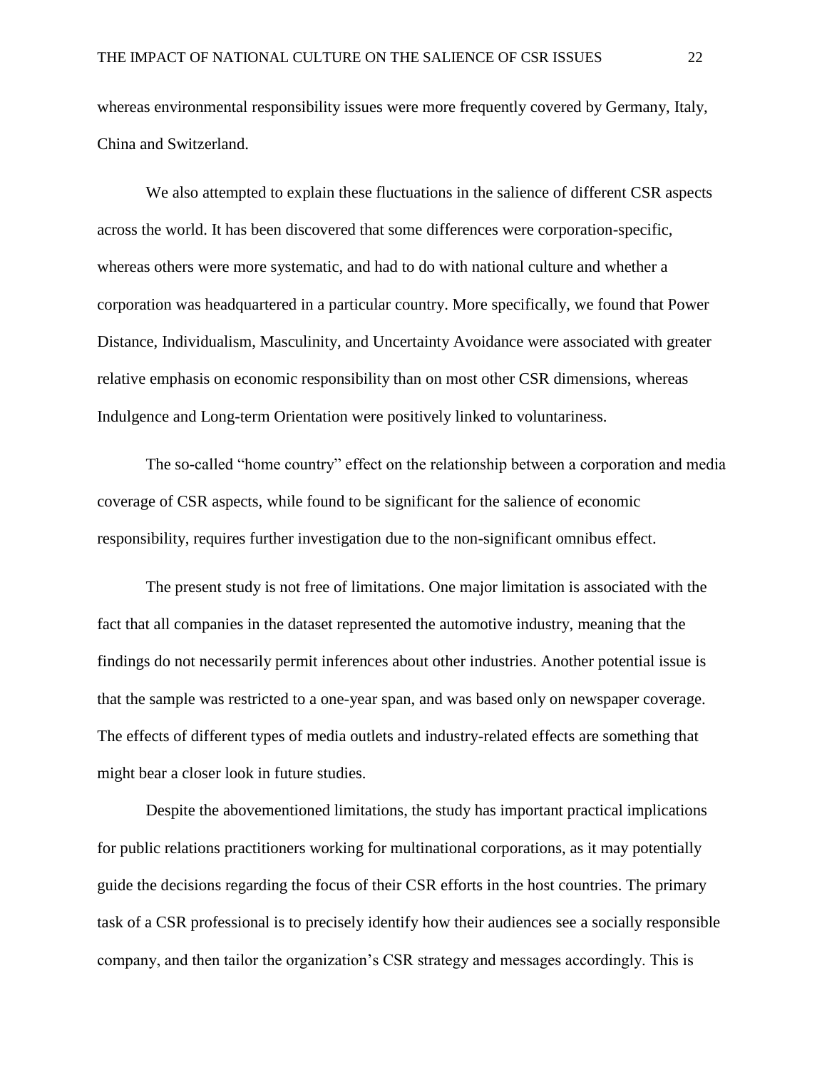whereas environmental responsibility issues were more frequently covered by Germany, Italy, China and Switzerland.

We also attempted to explain these fluctuations in the salience of different CSR aspects across the world. It has been discovered that some differences were corporation-specific, whereas others were more systematic, and had to do with national culture and whether a corporation was headquartered in a particular country. More specifically, we found that Power Distance, Individualism, Masculinity, and Uncertainty Avoidance were associated with greater relative emphasis on economic responsibility than on most other CSR dimensions, whereas Indulgence and Long-term Orientation were positively linked to voluntariness.

The so-called "home country" effect on the relationship between a corporation and media coverage of CSR aspects, while found to be significant for the salience of economic responsibility, requires further investigation due to the non-significant omnibus effect.

The present study is not free of limitations. One major limitation is associated with the fact that all companies in the dataset represented the automotive industry, meaning that the findings do not necessarily permit inferences about other industries. Another potential issue is that the sample was restricted to a one-year span, and was based only on newspaper coverage. The effects of different types of media outlets and industry-related effects are something that might bear a closer look in future studies.

Despite the abovementioned limitations, the study has important practical implications for public relations practitioners working for multinational corporations, as it may potentially guide the decisions regarding the focus of their CSR efforts in the host countries. The primary task of a CSR professional is to precisely identify how their audiences see a socially responsible company, and then tailor the organization's CSR strategy and messages accordingly. This is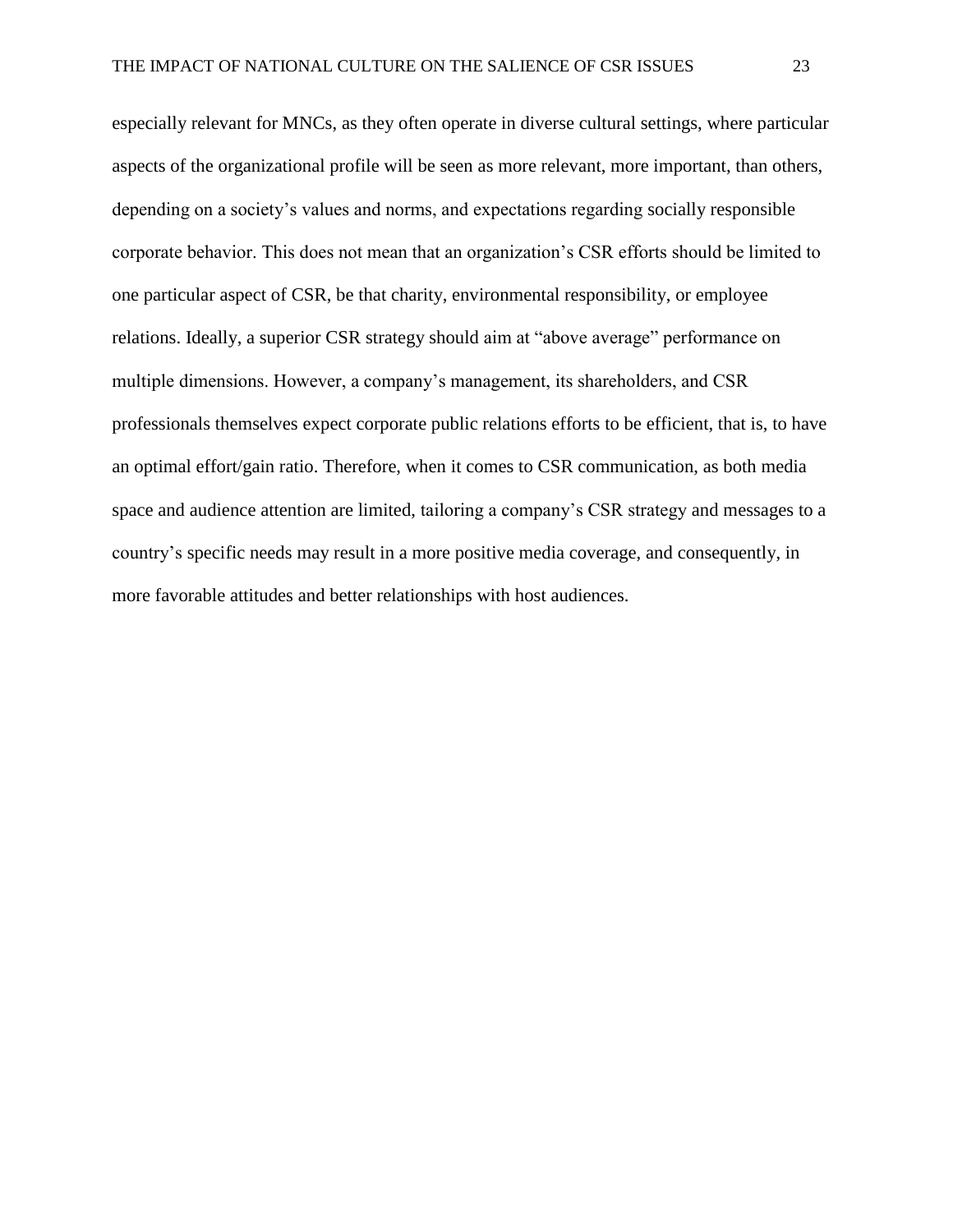especially relevant for MNCs, as they often operate in diverse cultural settings, where particular aspects of the organizational profile will be seen as more relevant, more important, than others, depending on a society's values and norms, and expectations regarding socially responsible corporate behavior. This does not mean that an organization's CSR efforts should be limited to one particular aspect of CSR, be that charity, environmental responsibility, or employee relations. Ideally, a superior CSR strategy should aim at "above average" performance on multiple dimensions. However, a company's management, its shareholders, and CSR professionals themselves expect corporate public relations efforts to be efficient, that is, to have an optimal effort/gain ratio. Therefore, when it comes to CSR communication, as both media space and audience attention are limited, tailoring a company's CSR strategy and messages to a country's specific needs may result in a more positive media coverage, and consequently, in more favorable attitudes and better relationships with host audiences.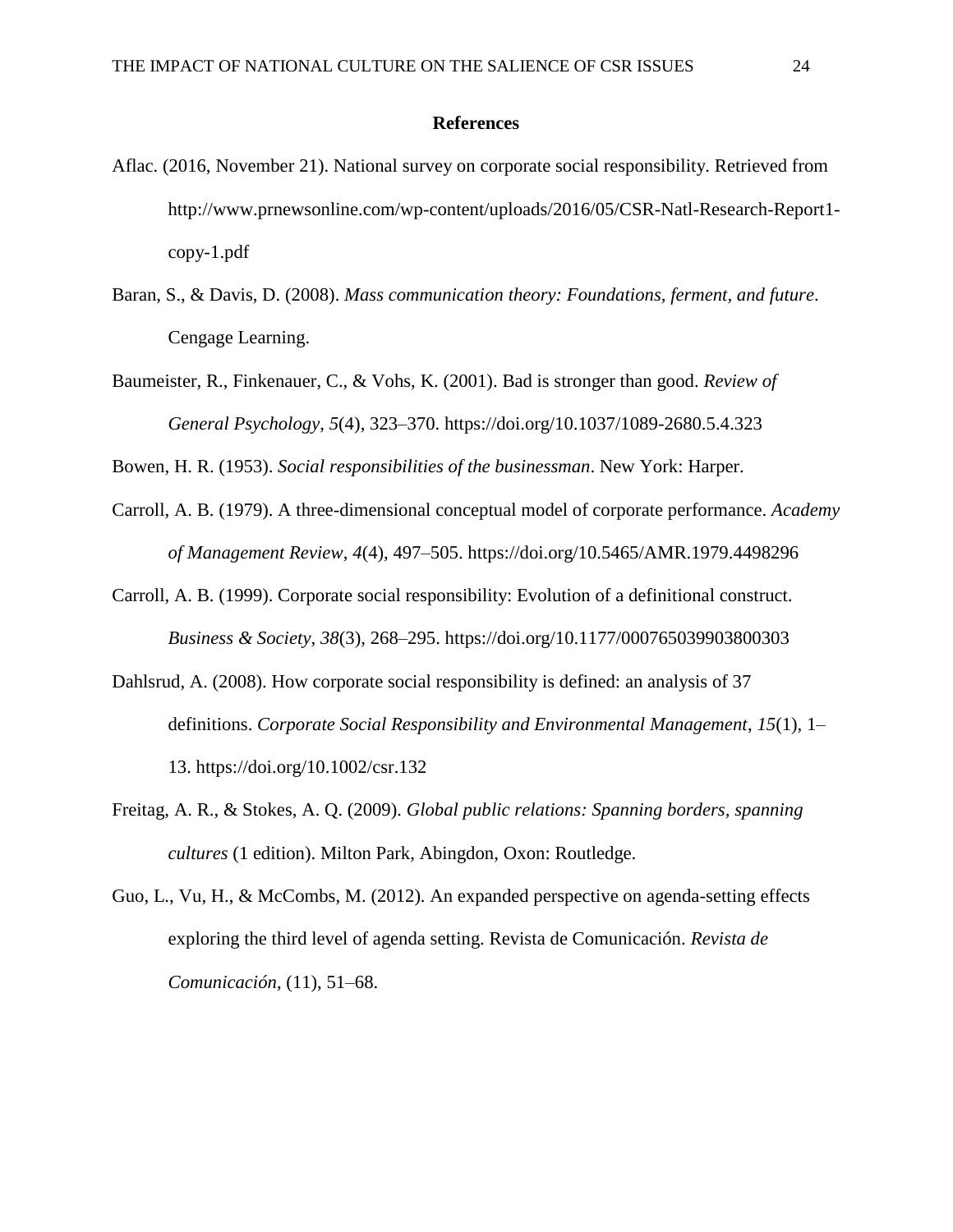## References

Aflac. (2016, November 21). National survey on corporate social responsibility. Retrieved from http://www.prnewsonline.com/wp-content/uploads/2016/05/CSR-Natl-Research-Report1-copy-1.pdf

Baran, S., & Davis, D. (2008). *Mass communication theory: Foundations, ferment, and future*. Cengage Learning.

Baumeister, R., Finkenauer, C., & Vohs, K. (2001). Bad is stronger than good. *Review of General Psychology*, *5*(4), 323–370. https://doi.org/10.1037/1089-2680.5.4.323

Bowen, H. R. (1953). *Social responsibilities of the businessman*. New York: Harper.

Carroll, A. B. (1979). A three-dimensional conceptual model of corporate performance. *Academy of Management Review*, *4*(4), 497–505. https://doi.org/10.5465/AMR.1979.4498296

Carroll, A. B. (1999). Corporate social responsibility: Evolution of a definitional construct. *Business & Society*, *38*(3), 268–295. https://doi.org/10.1177/000765039903800303

Dahlsrud, A. (2008). How corporate social responsibility is defined: an analysis of 37 definitions. *Corporate Social Responsibility and Environmental Management*, *15*(1), 1–13. https://doi.org/10.1002/csr.132

Freitag, A. R., & Stokes, A. Q. (2009). *Global public relations: Spanning borders, spanning cultures* (1 edition). Milton Park, Abingdon, Oxon: Routledge.

Guo, L., Vu, H., & McCombs, M. (2012). An expanded perspective on agenda-setting effects exploring the third level of agenda setting. Revista de Comunicación. *Revista de Comunicación*, (11), 51–68.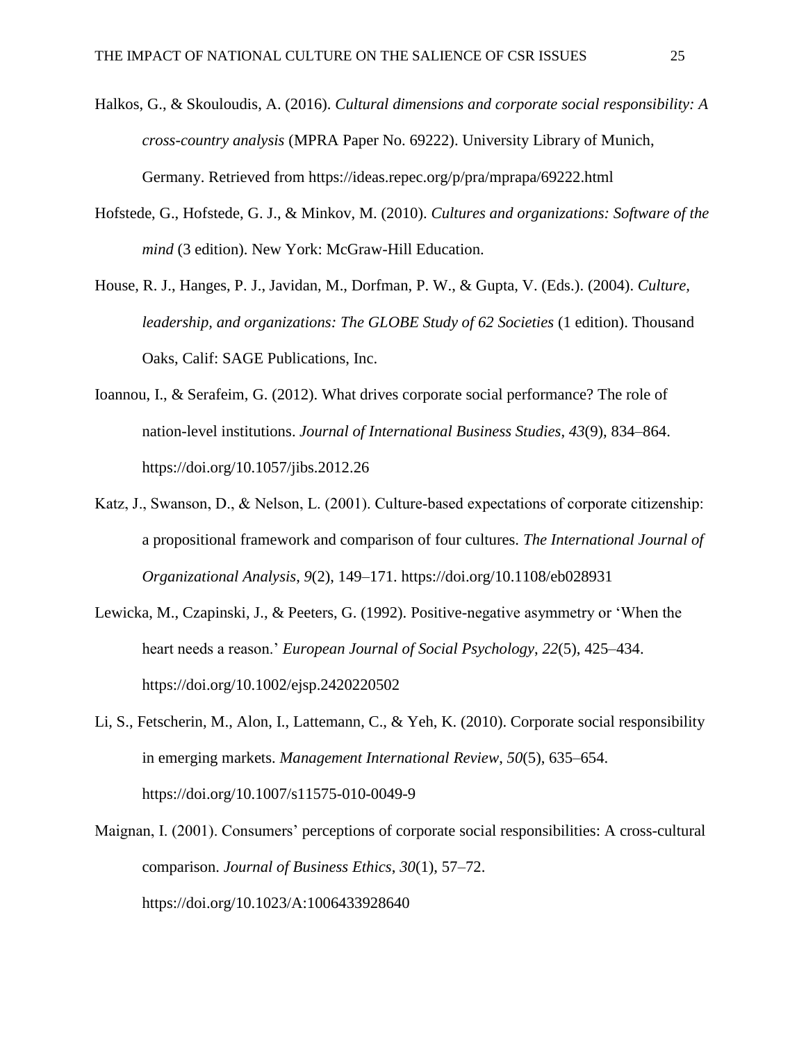Halkos, G., & Skouloudis, A. (2016). *Cultural dimensions and corporate social responsibility: A cross-country analysis* (MPRA Paper No. 69222). University Library of Munich, Germany. Retrieved from https://ideas.repec.org/p/pra/mprapa/69222.html

Hofstede, G., Hofstede, G. J., & Minkov, M. (2010). *Cultures and organizations: Software of the mind* (3 edition). New York: McGraw-Hill Education.

House, R. J., Hanges, P. J., Javidan, M., Dorfman, P. W., & Gupta, V. (Eds.). (2004). *Culture, leadership, and organizations: The GLOBE Study of 62 Societies* (1 edition). Thousand Oaks, Calif: SAGE Publications, Inc.

Ioannou, I., & Serafeim, G. (2012). What drives corporate social performance? The role of nation-level institutions. *Journal of International Business Studies*, *43*(9), 834–864. https://doi.org/10.1057/jibs.2012.26

Katz, J., Swanson, D., & Nelson, L. (2001). Culture-based expectations of corporate citizenship: a propositional framework and comparison of four cultures. *The International Journal of Organizational Analysis*, *9*(2), 149–171. https://doi.org/10.1108/eb028931

Lewicka, M., Czapinski, J., & Peeters, G. (1992). Positive-negative asymmetry or 'When the heart needs a reason.' *European Journal of Social Psychology*, *22*(5), 425–434. https://doi.org/10.1002/ejsp.2420220502

Li, S., Fetscherin, M., Alon, I., Lattemann, C., & Yeh, K. (2010). Corporate social responsibility in emerging markets. *Management International Review*, *50*(5), 635–654. https://doi.org/10.1007/s11575-010-0049-9

Maignan, I. (2001). Consumers' perceptions of corporate social responsibilities: A cross-cultural comparison. *Journal of Business Ethics*, *30*(1), 57–72. https://doi.org/10.1023/A:1006433928640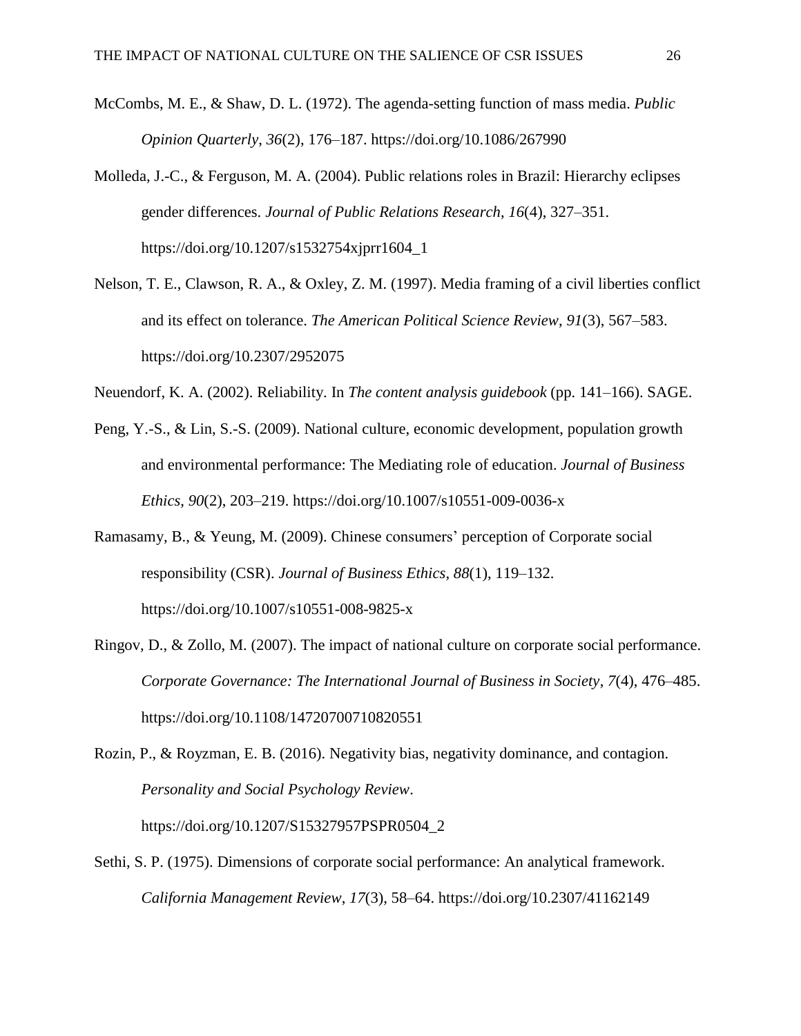McCombs, M. E., & Shaw, D. L. (1972). The agenda-setting function of mass media. *Public Opinion Quarterly*, *36*(2), 176–187. https://doi.org/10.1086/267990

Molleda, J.-C., & Ferguson, M. A. (2004). Public relations roles in Brazil: Hierarchy eclipses gender differences. *Journal of Public Relations Research*, *16*(4), 327–351. https://doi.org/10.1207/s1532754xjprr1604_1

Nelson, T. E., Clawson, R. A., & Oxley, Z. M. (1997). Media framing of a civil liberties conflict and its effect on tolerance. *The American Political Science Review*, *91*(3), 567–583. https://doi.org/10.2307/2952075

Neuendorf, K. A. (2002). Reliability. In *The content analysis guidebook* (pp. 141–166). SAGE.

Peng, Y.-S., & Lin, S.-S. (2009). National culture, economic development, population growth and environmental performance: The Mediating role of education. *Journal of Business Ethics*, *90*(2), 203–219. https://doi.org/10.1007/s10551-009-0036-x

Ramasamy, B., & Yeung, M. (2009). Chinese consumers' perception of Corporate social responsibility (CSR). *Journal of Business Ethics*, *88*(1), 119–132. https://doi.org/10.1007/s10551-008-9825-x

Ringov, D., & Zollo, M. (2007). The impact of national culture on corporate social performance. *Corporate Governance: The International Journal of Business in Society*, *7*(4), 476–485. https://doi.org/10.1108/14720700710820551

Rozin, P., & Royzman, E. B. (2016). Negativity bias, negativity dominance, and contagion. *Personality and Social Psychology Review*. https://doi.org/10.1207/S15327957PSPR0504_2

Sethi, S. P. (1975). Dimensions of corporate social performance: An analytical framework. *California Management Review*, *17*(3), 58–64. https://doi.org/10.2307/41162149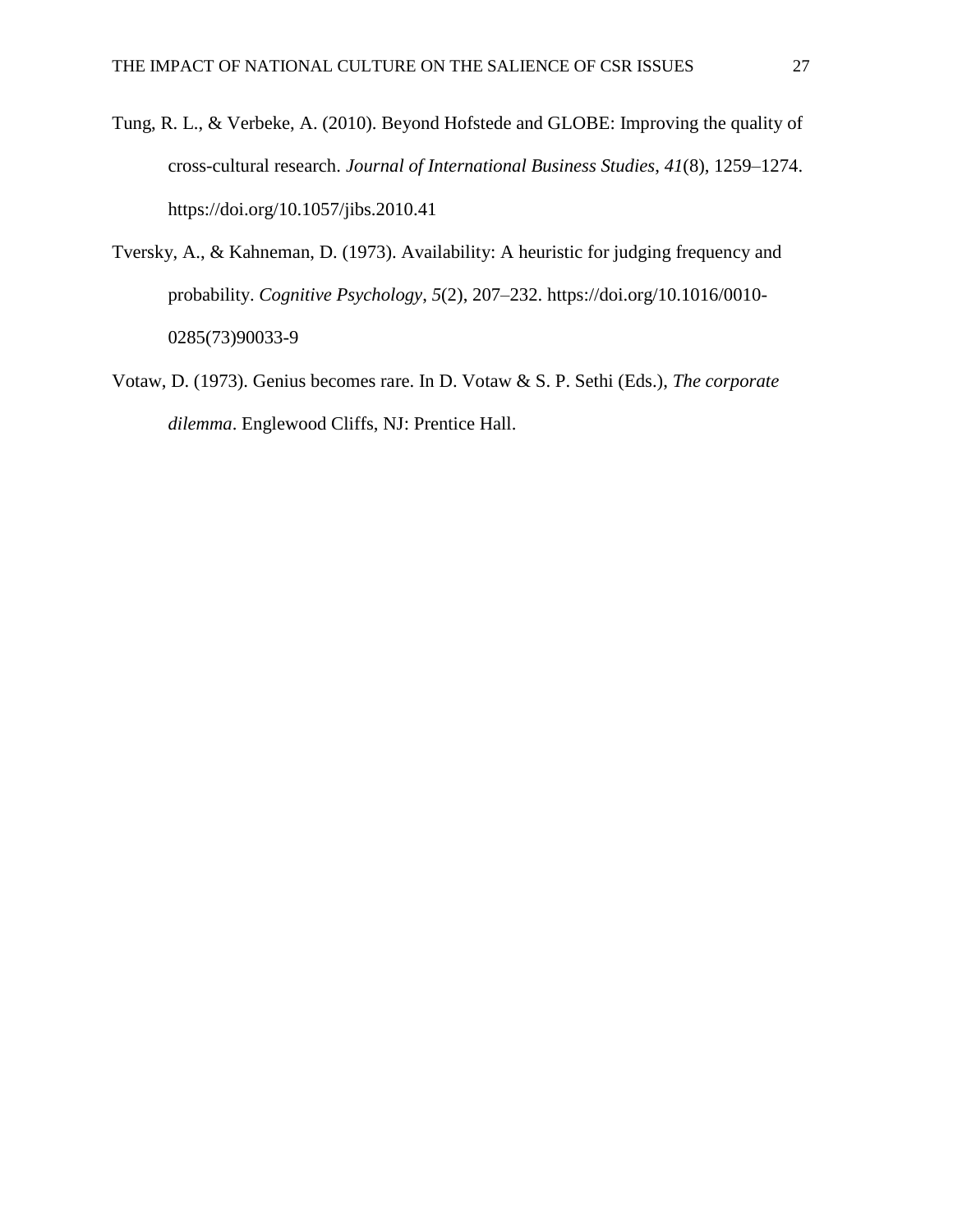Tung, R. L., & Verbeke, A. (2010). Beyond Hofstede and GLOBE: Improving the quality of cross-cultural research. *Journal of International Business Studies*, *41*(8), 1259–1274. https://doi.org/10.1057/jibs.2010.41

Tversky, A., & Kahneman, D. (1973). Availability: A heuristic for judging frequency and probability. *Cognitive Psychology*, *5*(2), 207–232. https://doi.org/10.1016/0010-0285(73)90033-9

Votaw, D. (1973). Genius becomes rare. In D. Votaw & S. P. Sethi (Eds.), *The corporate dilemma*. Englewood Cliffs, NJ: Prentice Hall.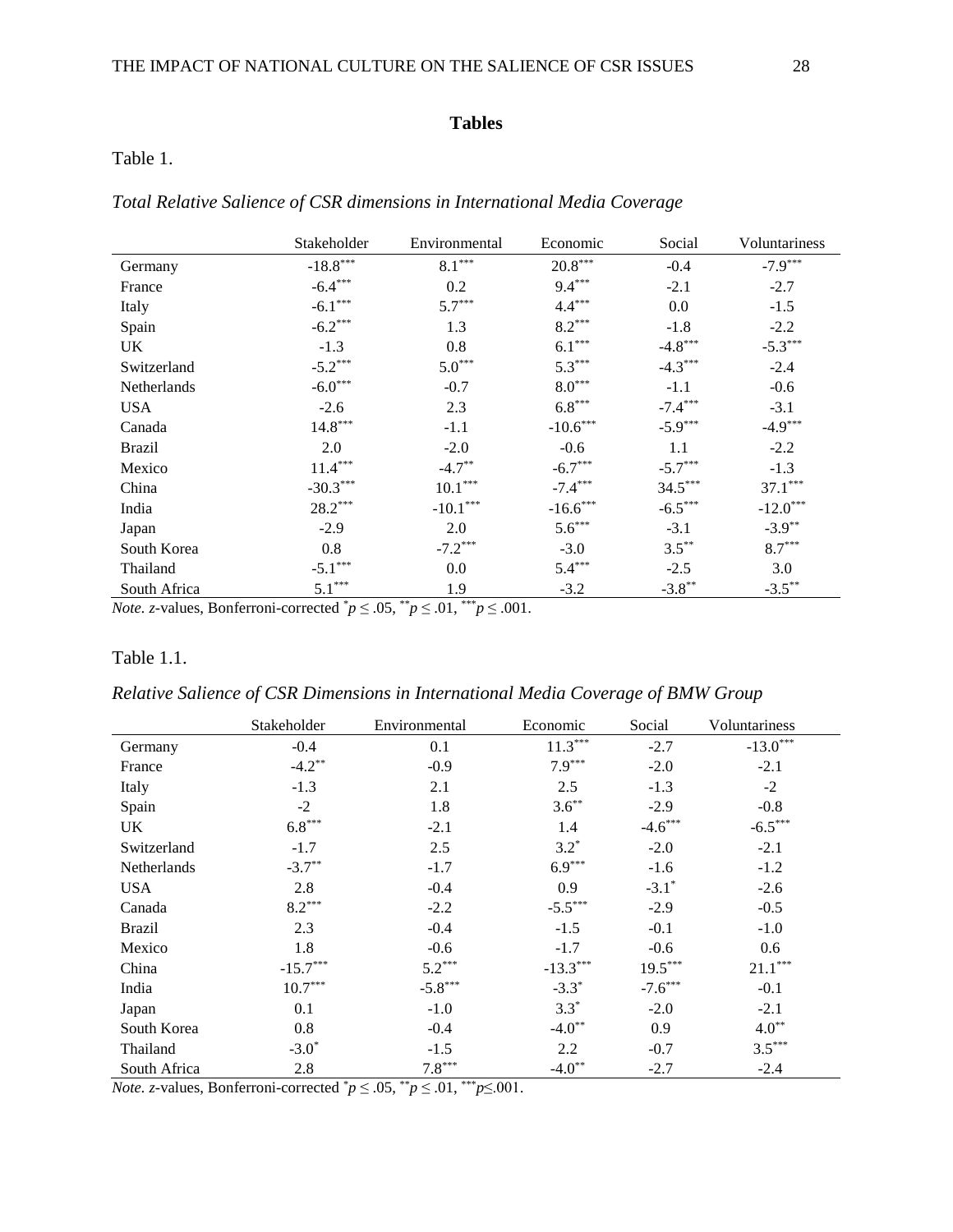## Tables

Table 1.

*Total Relative Salience of CSR dimensions in International Media Coverage*

| | Stakeholder | Environmental | Economic | Social | Voluntariness |
|---|---|---|---|---|---|
| Germany | -18.8*** | 8.1*** | 20.8*** | -0.4 | -7.9*** |
| France | -6.4*** | 0.2 | 9.4*** | -2.1 | -2.7 |
| Italy | -6.1*** | 5.7*** | 4.4*** | 0.0 | -1.5 |
| Spain | -6.2*** | 1.3 | 8.2*** | -1.8 | -2.2 |
| UK | -1.3 | 0.8 | 6.1*** | -4.8*** | -5.3*** |
| Switzerland | -5.2*** | 5.0*** | 5.3*** | -4.3*** | -2.4 |
| Netherlands | -6.0*** | -0.7 | 8.0*** | -1.1 | -0.6 |
| USA | -2.6 | 2.3 | 6.8*** | -7.4*** | -3.1 |
| Canada | 14.8*** | -1.1 | -10.6*** | -5.9*** | -4.9*** |
| Brazil | 2.0 | -2.0 | -0.6 | 1.1 | -2.2 |
| Mexico | 11.4*** | -4.7** | -6.7*** | -5.7*** | -1.3 |
| China | -30.3*** | 10.1*** | -7.4*** | 34.5*** | 37.1*** |
| India | 28.2*** | -10.1*** | -16.6*** | -6.5*** | -12.0*** |
| Japan | -2.9 | 2.0 | 5.6*** | -3.1 | -3.9** |
| South Korea | 0.8 | -7.2*** | -3.0 | 3.5** | 8.7*** |
| Thailand | -5.1*** | 0.0 | 5.4*** | -2.5 | 3.0 |
| South Africa | 5.1*** | 1.9 | -3.2 | -3.8** | -3.5** |

*Note.* *z*-values, Bonferroni-corrected *$p \leq .05$, **$p \leq .01$, ***$p \leq .001$.

Table 1.1.

*Relative Salience of CSR Dimensions in International Media Coverage of BMW Group*

| | Stakeholder | Environmental | Economic | Social | Voluntariness |
|---|---|---|---|---|---|
| Germany | -0.4 | 0.1 | 11.3*** | -2.7 | -13.0*** |
| France | -4.2** | -0.9 | 7.9*** | -2.0 | -2.1 |
| Italy | -1.3 | 2.1 | 2.5 | -1.3 | -2 |
| Spain | -2 | 1.8 | 3.6** | -2.9 | -0.8 |
| UK | 6.8*** | -2.1 | 1.4 | -4.6*** | -6.5*** |
| Switzerland | -1.7 | 2.5 | 3.2* | -2.0 | -2.1 |
| Netherlands | -3.7** | -1.7 | 6.9*** | -1.6 | -1.2 |
| USA | 2.8 | -0.4 | 0.9 | -3.1* | -2.6 |
| Canada | 8.2*** | -2.2 | -5.5*** | -2.9 | -0.5 |
| Brazil | 2.3 | -0.4 | -1.5 | -0.1 | -1.0 |
| Mexico | 1.8 | -0.6 | -1.7 | -0.6 | 0.6 |
| China | -15.7*** | 5.2*** | -13.3*** | 19.5*** | 21.1*** |
| India | 10.7*** | -5.8*** | -3.3* | -7.6*** | -0.1 |
| Japan | 0.1 | -1.0 | 3.3* | -2.0 | -2.1 |
| South Korea | 0.8 | -0.4 | -4.0** | 0.9 | 4.0** |
| Thailand | -3.0* | -1.5 | 2.2 | -0.7 | 3.5*** |
| South Africa | 2.8 | 7.8*** | -4.0** | -2.7 | -2.4 |

*Note.* *z*-values, Bonferroni-corrected *$p \leq .05$, **$p \leq .01$, ***$p \leq .001$.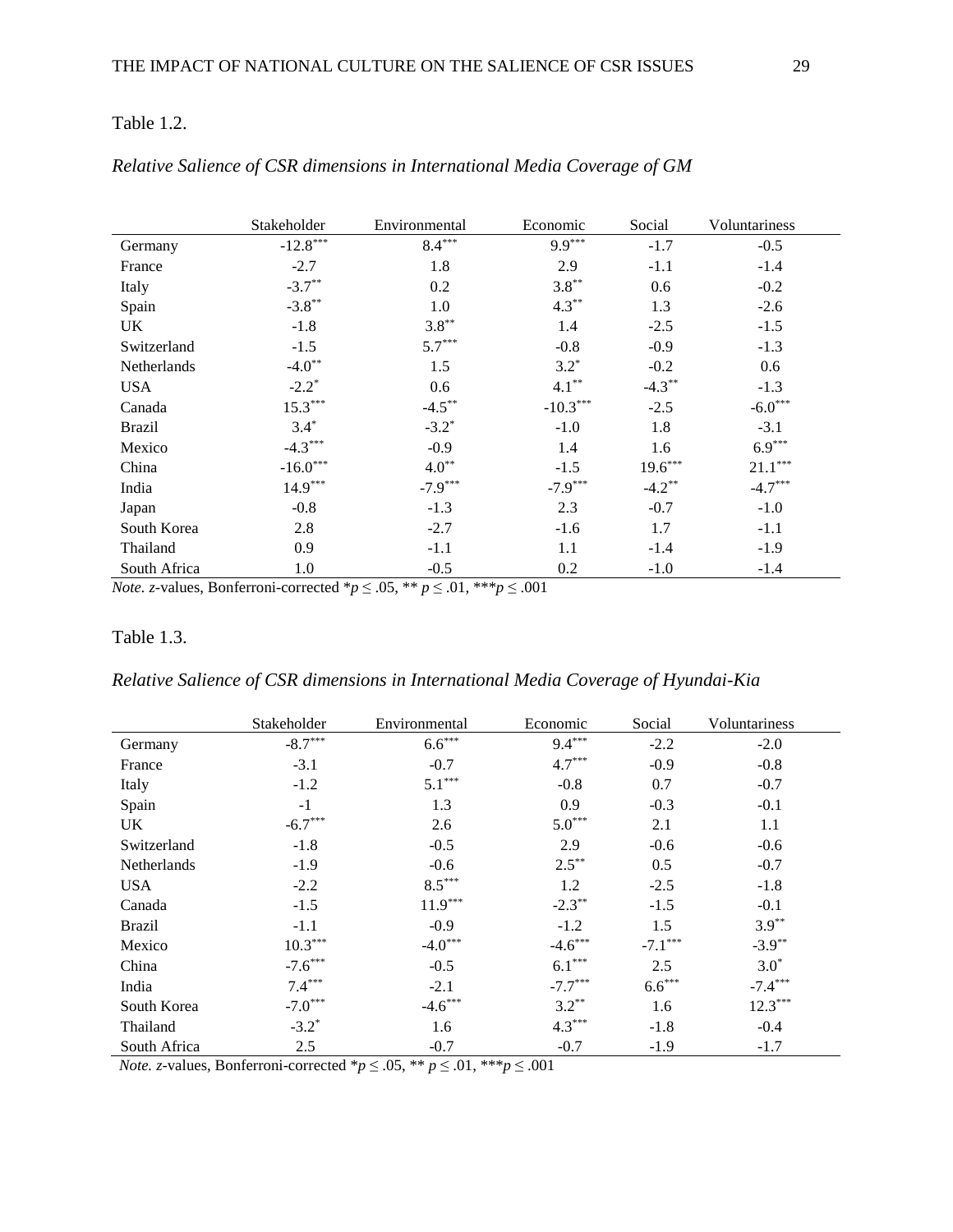Table 1.2.

*Relative Salience of CSR dimensions in International Media Coverage of GM*

| | Stakeholder | Environmental | Economic | Social | Voluntariness |
|---|---|---|---|---|---|
| Germany | -12.8*** | 8.4*** | 9.9*** | -1.7 | -0.5 |
| France | -2.7 | 1.8 | 2.9 | -1.1 | -1.4 |
| Italy | -3.7** | 0.2 | 3.8** | 0.6 | -0.2 |
| Spain | -3.8** | 1.0 | 4.3** | 1.3 | -2.6 |
| UK | -1.8 | 3.8** | 1.4 | -2.5 | -1.5 |
| Switzerland | -1.5 | 5.7*** | -0.8 | -0.9 | -1.3 |
| Netherlands | -4.0** | 1.5 | 3.2* | -0.2 | 0.6 |
| USA | -2.2* | 0.6 | 4.1** | -4.3** | -1.3 |
| Canada | 15.3*** | -4.5** | -10.3*** | -2.5 | -6.0*** |
| Brazil | 3.4* | -3.2* | -1.0 | 1.8 | -3.1 |
| Mexico | -4.3*** | -0.9 | 1.4 | 1.6 | 6.9*** |
| China | -16.0*** | 4.0** | -1.5 | 19.6*** | 21.1*** |
| India | 14.9*** | -7.9*** | -7.9*** | -4.2** | -4.7*** |
| Japan | -0.8 | -1.3 | 2.3 | -0.7 | -1.0 |
| South Korea | 2.8 | -2.7 | -1.6 | 1.7 | -1.1 |
| Thailand | 0.9 | -1.1 | 1.1 | -1.4 | -1.9 |
| South Africa | 1.0 | -0.5 | 0.2 | -1.0 | -1.4 |

*Note. z*-values, Bonferroni-corrected $*p \leq .05$, $**\ p \leq .01$, $***p \leq .001$

Table 1.3.

*Relative Salience of CSR dimensions in International Media Coverage of Hyundai-Kia*

| | Stakeholder | Environmental | Economic | Social | Voluntariness |
|---|---|---|---|---|---|
| Germany | -8.7*** | 6.6*** | 9.4*** | -2.2 | -2.0 |
| France | -3.1 | -0.7 | 4.7*** | -0.9 | -0.8 |
| Italy | -1.2 | 5.1*** | -0.8 | 0.7 | -0.7 |
| Spain | -1 | 1.3 | 0.9 | -0.3 | -0.1 |
| UK | -6.7*** | 2.6 | 5.0*** | 2.1 | 1.1 |
| Switzerland | -1.8 | -0.5 | 2.9 | -0.6 | -0.6 |
| Netherlands | -1.9 | -0.6 | 2.5** | 0.5 | -0.7 |
| USA | -2.2 | 8.5*** | 1.2 | -2.5 | -1.8 |
| Canada | -1.5 | 11.9*** | -2.3** | -1.5 | -0.1 |
| Brazil | -1.1 | -0.9 | -1.2 | 1.5 | 3.9** |
| Mexico | 10.3*** | -4.0*** | -4.6*** | -7.1*** | -3.9** |
| China | -7.6*** | -0.5 | 6.1*** | 2.5 | 3.0* |
| India | 7.4*** | -2.1 | -7.7*** | 6.6*** | -7.4*** |
| South Korea | -7.0*** | -4.6*** | 3.2** | 1.6 | 12.3*** |
| Thailand | -3.2* | 1.6 | 4.3*** | -1.8 | -0.4 |
| South Africa | 2.5 | -0.7 | -0.7 | -1.9 | -1.7 |

*Note. z*-values, Bonferroni-corrected $*p \leq .05$, $**\ p \leq .01$, $***p \leq .001$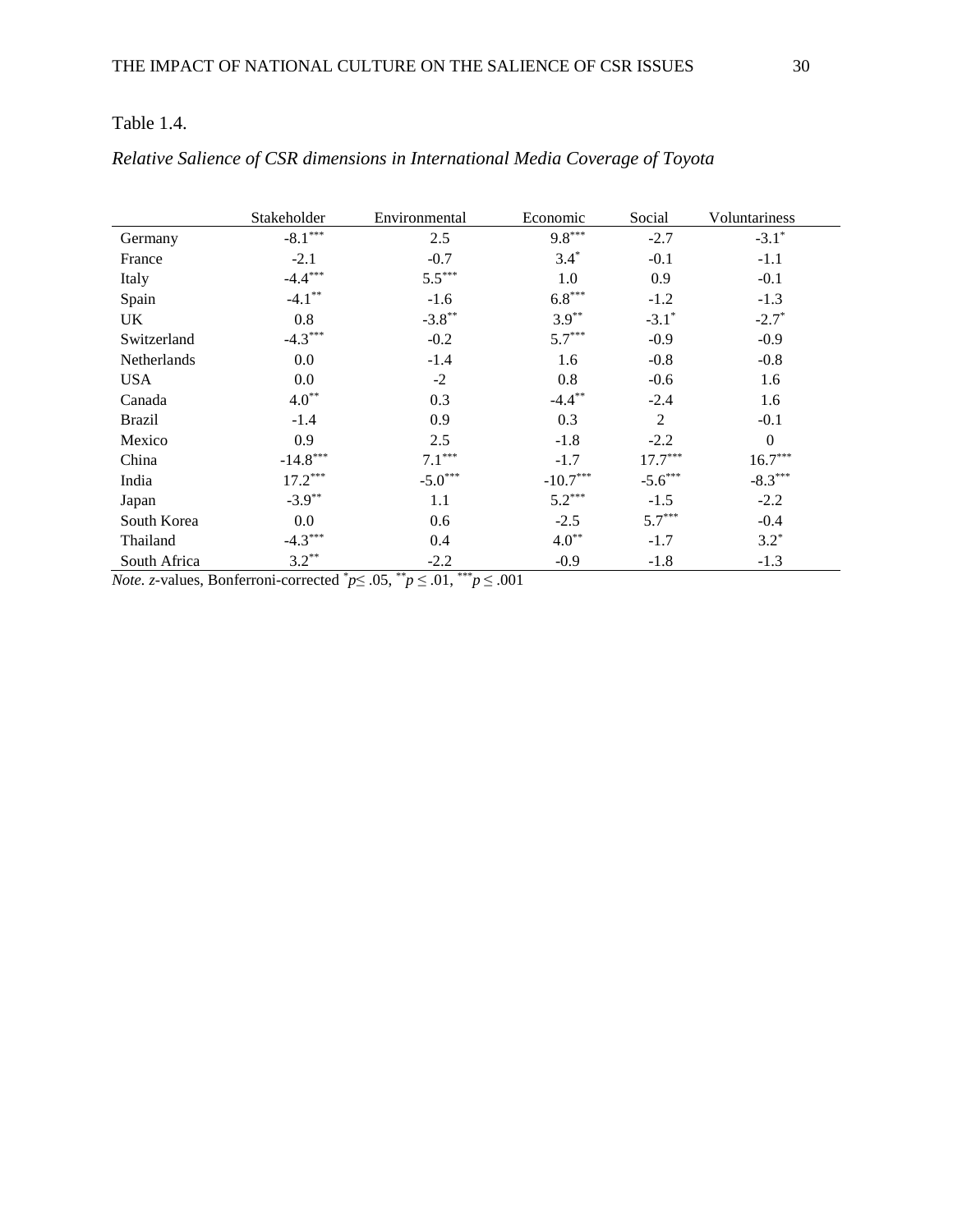Table 1.4.

*Relative Salience of CSR dimensions in International Media Coverage of Toyota*

| | Stakeholder | Environmental | Economic | Social | Voluntariness |
|---|---|---|---|---|---|
| Germany | -8.1*** | 2.5 | 9.8*** | -2.7 | -3.1* |
| France | -2.1 | -0.7 | 3.4* | -0.1 | -1.1 |
| Italy | -4.4*** | 5.5*** | 1.0 | 0.9 | -0.1 |
| Spain | -4.1** | -1.6 | 6.8*** | -1.2 | -1.3 |
| UK | 0.8 | -3.8** | 3.9** | -3.1* | -2.7* |
| Switzerland | -4.3*** | -0.2 | 5.7*** | -0.9 | -0.9 |
| Netherlands | 0.0 | -1.4 | 1.6 | -0.8 | -0.8 |
| USA | 0.0 | -2 | 0.8 | -0.6 | 1.6 |
| Canada | 4.0** | 0.3 | -4.4** | -2.4 | 1.6 |
| Brazil | -1.4 | 0.9 | 0.3 | 2 | -0.1 |
| Mexico | 0.9 | 2.5 | -1.8 | -2.2 | 0 |
| China | -14.8*** | 7.1*** | -1.7 | 17.7*** | 16.7*** |
| India | 17.2*** | -5.0*** | -10.7*** | -5.6*** | -8.3*** |
| Japan | -3.9** | 1.1 | 5.2*** | -1.5 | -2.2 |
| South Korea | 0.0 | 0.6 | -2.5 | 5.7*** | -0.4 |
| Thailand | -4.3*** | 0.4 | 4.0** | -1.7 | 3.2* |
| South Africa | 3.2** | -2.2 | -0.9 | -1.8 | -1.3 |

*Note*. *z*-values, Bonferroni-corrected * $p \leq .05$, ** $p \leq .01$, *** $p \leq .001$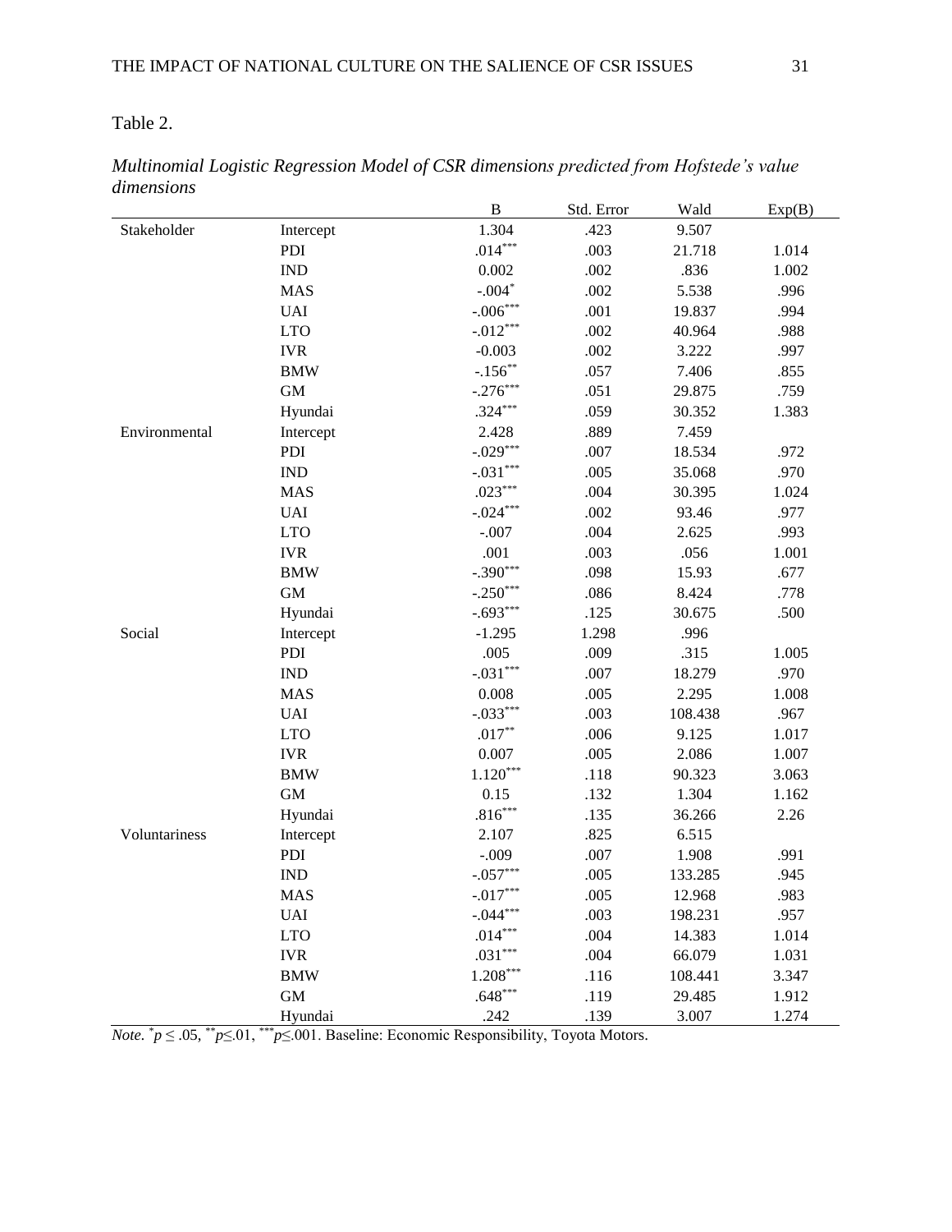Table 2.

*Multinomial Logistic Regression Model of CSR dimensions predicted from Hofstede's value dimensions*

| | | B | Std. Error | Wald | Exp(B) |
|---|---|---|---|---|---|
| Stakeholder | Intercept | 1.304 | .423 | 9.507 | |
| | PDI | $.014^{***}$ | .003 | 21.718 | 1.014 |
| | IND | 0.002 | .002 | .836 | 1.002 |
| | MAS | $-.004^{*}$ | .002 | 5.538 | .996 |
| | UAI | $-.006^{***}$ | .001 | 19.837 | .994 |
| | LTO | $-.012^{***}$ | .002 | 40.964 | .988 |
| | IVR | -0.003 | .002 | 3.222 | .997 |
| | BMW | $-.156^{**}$ | .057 | 7.406 | .855 |
| | GM | $-.276^{***}$ | .051 | 29.875 | .759 |
| | Hyundai | $.324^{***}$ | .059 | 30.352 | 1.383 |
| Environmental | Intercept | 2.428 | .889 | 7.459 | |
| | PDI | $-.029^{***}$ | .007 | 18.534 | .972 |
| | IND | $-.031^{***}$ | .005 | 35.068 | .970 |
| | MAS | $.023^{***}$ | .004 | 30.395 | 1.024 |
| | UAI | $-.024^{***}$ | .002 | 93.46 | .977 |
| | LTO | -.007 | .004 | 2.625 | .993 |
| | IVR | .001 | .003 | .056 | 1.001 |
| | BMW | $-.390^{***}$ | .098 | 15.93 | .677 |
| | GM | $-.250^{***}$ | .086 | 8.424 | .778 |
| | Hyundai | $-.693^{***}$ | .125 | 30.675 | .500 |
| Social | Intercept | -1.295 | 1.298 | .996 | |
| | PDI | .005 | .009 | .315 | 1.005 |
| | IND | $-.031^{***}$ | .007 | 18.279 | .970 |
| | MAS | 0.008 | .005 | 2.295 | 1.008 |
| | UAI | $-.033^{***}$ | .003 | 108.438 | .967 |
| | LTO | $.017^{**}$ | .006 | 9.125 | 1.017 |
| | IVR | 0.007 | .005 | 2.086 | 1.007 |
| | BMW | $1.120^{***}$ | .118 | 90.323 | 3.063 |
| | GM | 0.15 | .132 | 1.304 | 1.162 |
| | Hyundai | $.816^{***}$ | .135 | 36.266 | 2.26 |
| Voluntariness | Intercept | 2.107 | .825 | 6.515 | |
| | PDI | -.009 | .007 | 1.908 | .991 |
| | IND | $-.057^{***}$ | .005 | 133.285 | .945 |
| | MAS | $-.017^{***}$ | .005 | 12.968 | .983 |
| | UAI | $-.044^{***}$ | .003 | 198.231 | .957 |
| | LTO | $.014^{***}$ | .004 | 14.383 | 1.014 |
| | IVR | $.031^{***}$ | .004 | 66.079 | 1.031 |
| | BMW | $1.208^{***}$ | .116 | 108.441 | 3.347 |
| | GM | $.648^{***}$ | .119 | 29.485 | 1.912 |
| | Hyundai | .242 | .139 | 3.007 | 1.274 |

*Note.* $^{*}p \leq .05$, $^{**}p \leq .01$, $^{***}p \leq .001$. Baseline: Economic Responsibility, Toyota Motors.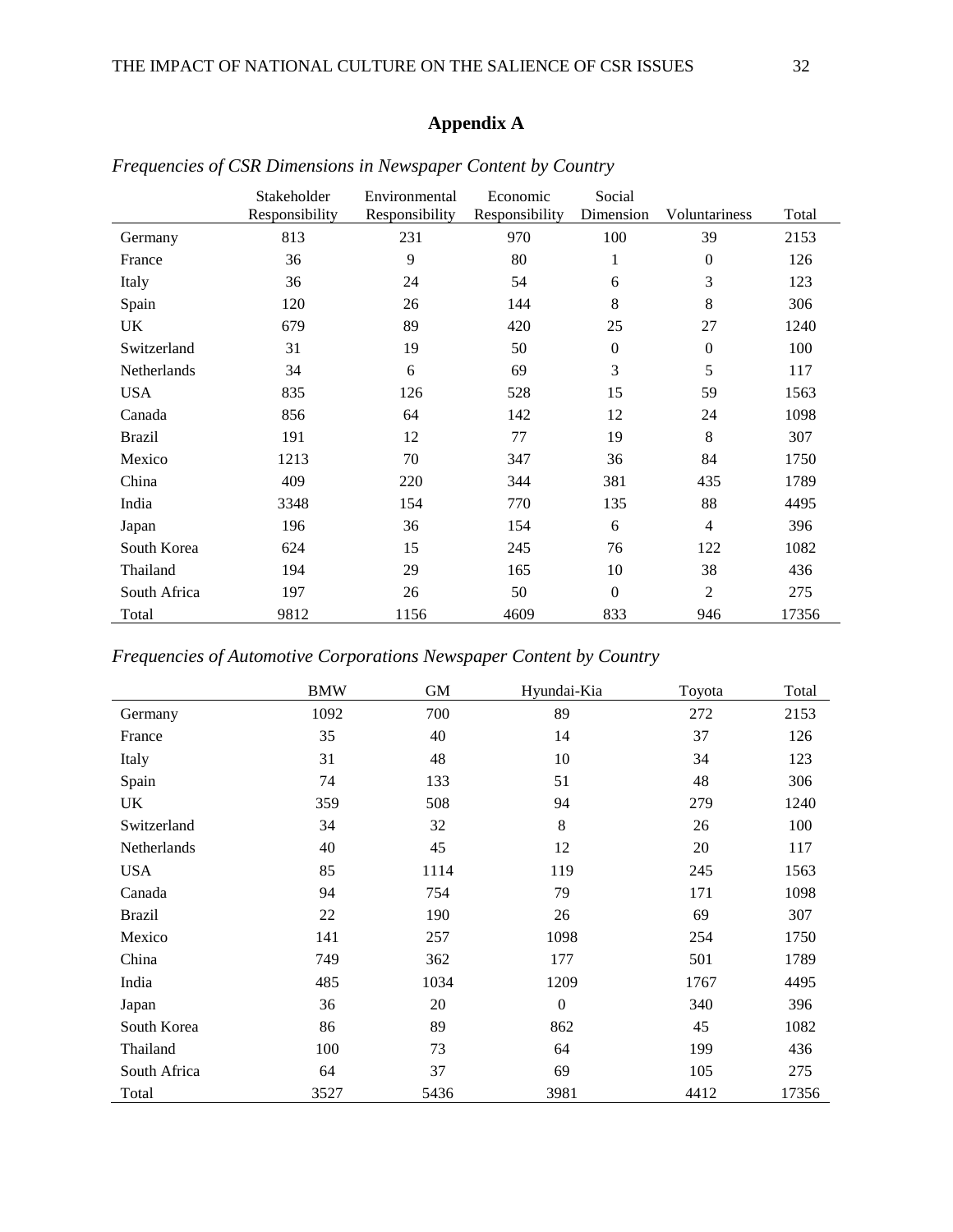## Appendix A

*Frequencies of CSR Dimensions in Newspaper Content by Country*

| | Stakeholder Responsibility | Environmental Responsibility | Economic Responsibility | Social Dimension | Voluntariness | Total |
|---|---|---|---|---|---|---|
| Germany | 813 | 231 | 970 | 100 | 39 | 2153 |
| France | 36 | 9 | 80 | 1 | 0 | 126 |
| Italy | 36 | 24 | 54 | 6 | 3 | 123 |
| Spain | 120 | 26 | 144 | 8 | 8 | 306 |
| UK | 679 | 89 | 420 | 25 | 27 | 1240 |
| Switzerland | 31 | 19 | 50 | 0 | 0 | 100 |
| Netherlands | 34 | 6 | 69 | 3 | 5 | 117 |
| USA | 835 | 126 | 528 | 15 | 59 | 1563 |
| Canada | 856 | 64 | 142 | 12 | 24 | 1098 |
| Brazil | 191 | 12 | 77 | 19 | 8 | 307 |
| Mexico | 1213 | 70 | 347 | 36 | 84 | 1750 |
| China | 409 | 220 | 344 | 381 | 435 | 1789 |
| India | 3348 | 154 | 770 | 135 | 88 | 4495 |
| Japan | 196 | 36 | 154 | 6 | 4 | 396 |
| South Korea | 624 | 15 | 245 | 76 | 122 | 1082 |
| Thailand | 194 | 29 | 165 | 10 | 38 | 436 |
| South Africa | 197 | 26 | 50 | 0 | 2 | 275 |
| Total | 9812 | 1156 | 4609 | 833 | 946 | 17356 |

*Frequencies of Automotive Corporations Newspaper Content by Country*

| | BMW | GM | Hyundai-Kia | Toyota | Total |
|---|---|---|---|---|---|
| Germany | 1092 | 700 | 89 | 272 | 2153 |
| France | 35 | 40 | 14 | 37 | 126 |
| Italy | 31 | 48 | 10 | 34 | 123 |
| Spain | 74 | 133 | 51 | 48 | 306 |
| UK | 359 | 508 | 94 | 279 | 1240 |
| Switzerland | 34 | 32 | 8 | 26 | 100 |
| Netherlands | 40 | 45 | 12 | 20 | 117 |
| USA | 85 | 1114 | 119 | 245 | 1563 |
| Canada | 94 | 754 | 79 | 171 | 1098 |
| Brazil | 22 | 190 | 26 | 69 | 307 |
| Mexico | 141 | 257 | 1098 | 254 | 1750 |
| China | 749 | 362 | 177 | 501 | 1789 |
| India | 485 | 1034 | 1209 | 1767 | 4495 |
| Japan | 36 | 20 | 0 | 340 | 396 |
| South Korea | 86 | 89 | 862 | 45 | 1082 |
| Thailand | 100 | 73 | 64 | 199 | 436 |
| South Africa | 64 | 37 | 69 | 105 | 275 |
| Total | 3527 | 5436 | 3981 | 4412 | 17356 |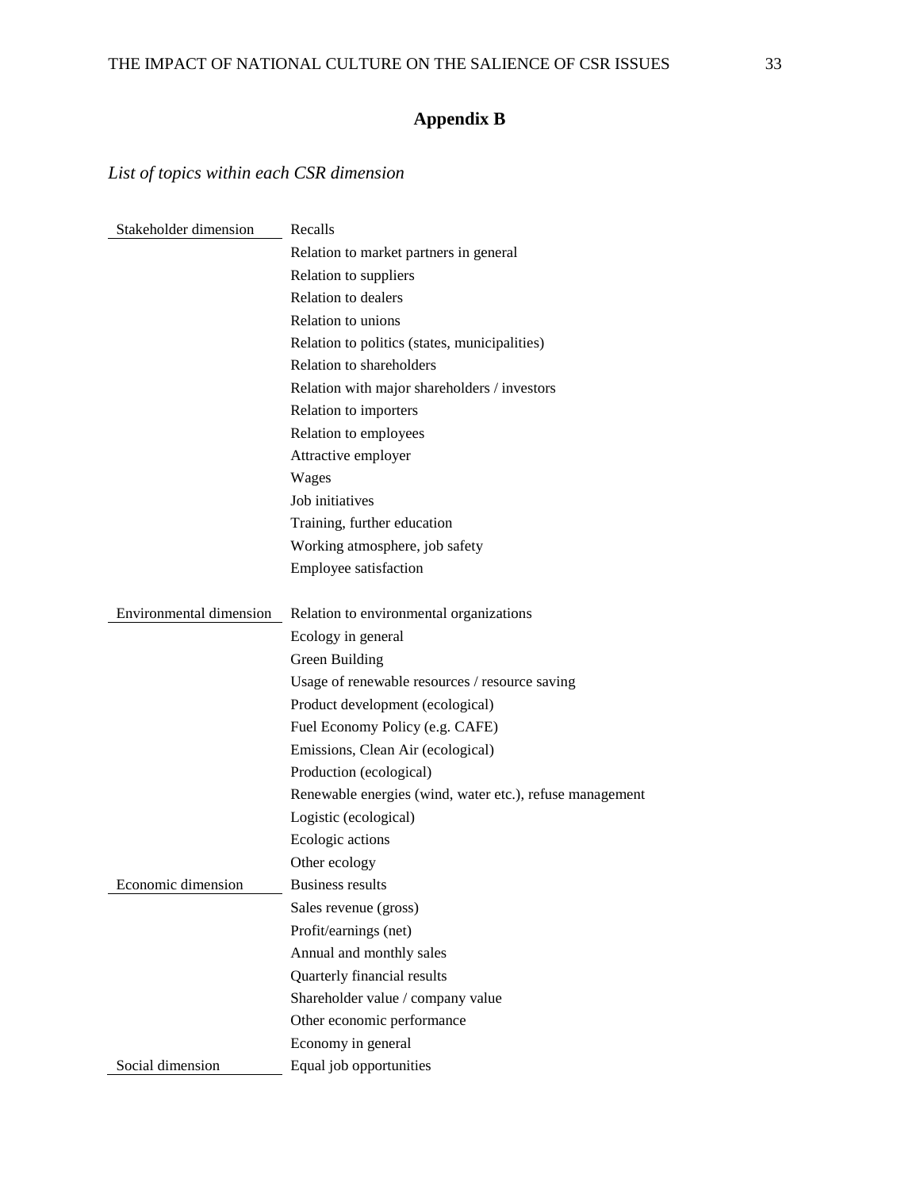# Appendix B

*List of topics within each CSR dimension*

| | |
|---|---|
| Stakeholder dimension | Recalls |
| | Relation to market partners in general |
| | Relation to suppliers |
| | Relation to dealers |
| | Relation to unions |
| | Relation to politics (states, municipalities) |
| | Relation to shareholders |
| | Relation with major shareholders / investors |
| | Relation to importers |
| | Relation to employees |
| | Attractive employer |
| | Wages |
| | Job initiatives |
| | Training, further education |
| | Working atmosphere, job safety |
| | Employee satisfaction |
| Environmental dimension | Relation to environmental organizations |
| | Ecology in general |
| | Green Building |
| | Usage of renewable resources / resource saving |
| | Product development (ecological) |
| | Fuel Economy Policy (e.g. CAFE) |
| | Emissions, Clean Air (ecological) |
| | Production (ecological) |
| | Renewable energies (wind, water etc.), refuse management |
| | Logistic (ecological) |
| | Ecologic actions |
| | Other ecology |
| Economic dimension | Business results |
| | Sales revenue (gross) |
| | Profit/earnings (net) |
| | Annual and monthly sales |
| | Quarterly financial results |
| | Shareholder value / company value |
| | Other economic performance |
| | Economy in general |
| Social dimension | Equal job opportunities |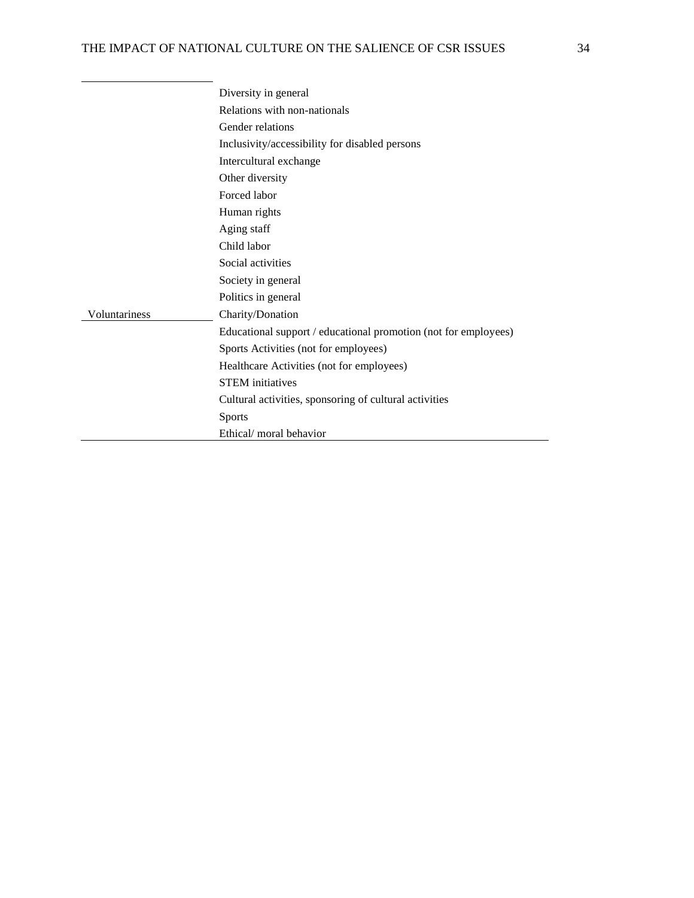| | |
|---|---|
| | Diversity in general |
| | Relations with non-nationals |
| | Gender relations |
| | Inclusivity/accessibility for disabled persons |
| | Intercultural exchange |
| | Other diversity |
| | Forced labor |
| | Human rights |
| | Aging staff |
| | Child labor |
| | Social activities |
| | Society in general |
| | Politics in general |
| Voluntariness | Charity/Donation |
| | Educational support / educational promotion (not for employees) |
| | Sports Activities (not for employees) |
| | Healthcare Activities (not for employees) |
| | STEM initiatives |
| | Cultural activities, sponsoring of cultural activities |
| | Sports |
| | Ethical/ moral behavior |